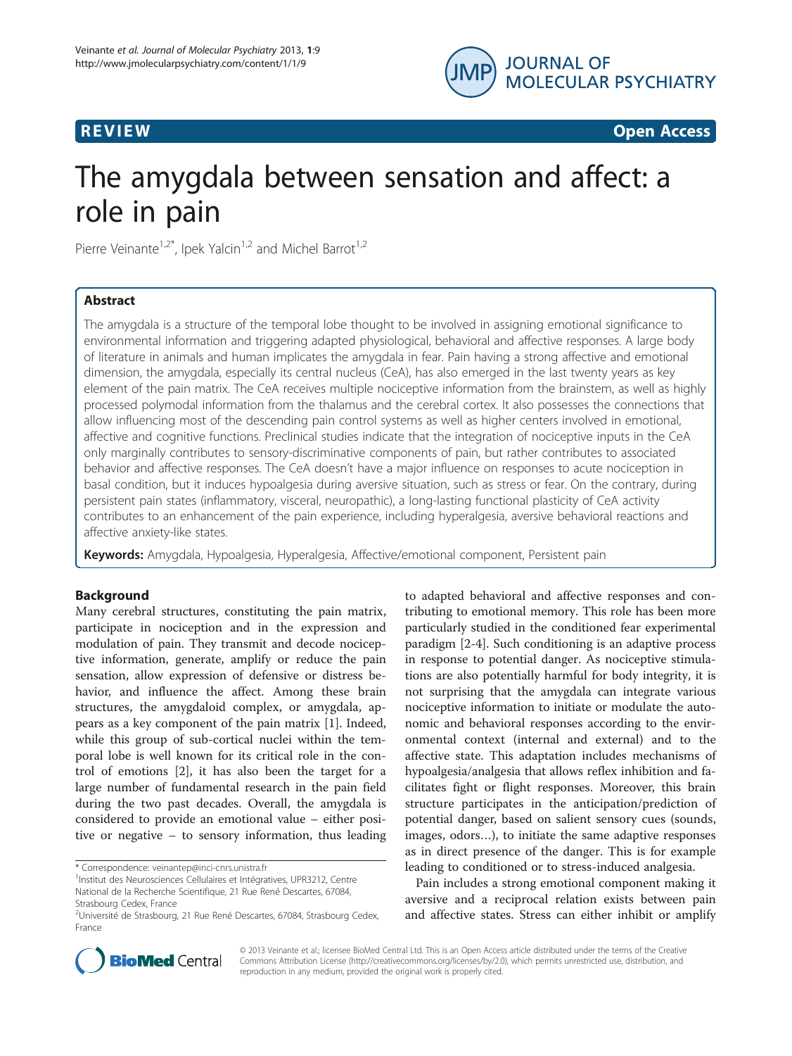**REVIEW** **Open Access**

# The amygdala between sensation and affect: a role in pain

Pierre Veinante[1,2*], Ipek Yalcin[1,2] and Michel Barrot[1,2]

## Abstract

The amygdala is a structure of the temporal lobe thought to be involved in assigning emotional significance to environmental information and triggering adapted physiological, behavioral and affective responses. A large body of literature in animals and human implicates the amygdala in fear. Pain having a strong affective and emotional dimension, the amygdala, especially its central nucleus (CeA), has also emerged in the last twenty years as key element of the pain matrix. The CeA receives multiple nociceptive information from the brainstem, as well as highly processed polymodal information from the thalamus and the cerebral cortex. It also possesses the connections that allow influencing most of the descending pain control systems as well as higher centers involved in emotional, affective and cognitive functions. Preclinical studies indicate that the integration of nociceptive inputs in the CeA only marginally contributes to sensory-discriminative components of pain, but rather contributes to associated behavior and affective responses. The CeA doesn't have a major influence on responses to acute nociception in basal condition, but it induces hypoalgesia during aversive situation, such as stress or fear. On the contrary, during persistent pain states (inflammatory, visceral, neuropathic), a long-lasting functional plasticity of CeA activity contributes to an enhancement of the pain experience, including hyperalgesia, aversive behavioral reactions and affective anxiety-like states.

**Keywords:** Amygdala, Hypoalgesia, Hyperalgesia, Affective/emotional component, Persistent pain

## Background

Many cerebral structures, constituting the pain matrix, participate in nociception and in the expression and modulation of pain. They transmit and decode nociceptive information, generate, amplify or reduce the pain sensation, allow expression of defensive or distress behavior, and influence the affect. Among these brain structures, the amygdaloid complex, or amygdala, appears as a key component of the pain matrix [1]. Indeed, while this group of sub-cortical nuclei within the temporal lobe is well known for its critical role in the control of emotions [2], it has also been the target for a large number of fundamental research in the pain field during the two past decades. Overall, the amygdala is considered to provide an emotional value – either positive or negative – to sensory information, thus leading to adapted behavioral and affective responses and contributing to emotional memory. This role has been more particularly studied in the conditioned fear experimental paradigm [2-4]. Such conditioning is an adaptive process in response to potential danger. As nociceptive stimulations are also potentially harmful for body integrity, it is not surprising that the amygdala can integrate various nociceptive information to initiate or modulate the autonomic and behavioral responses according to the environmental context (internal and external) and to the affective state. This adaptation includes mechanisms of hypoalgesia/analgesia that allows reflex inhibition and facilitates fight or flight responses. Moreover, this brain structure participates in the anticipation/prediction of potential danger, based on salient sensory cues (sounds, images, odors…), to initiate the same adaptive responses as in direct presence of the danger. This is for example leading to conditioned or to stress-induced analgesia.

Pain includes a strong emotional component making it aversive and a reciprocal relation exists between pain and affective states. Stress can either inhibit or amplify

\* Correspondence: veinantep@inci-cnrs.unistra.fr
[1]Institut des Neurosciences Cellulaires et Intégratives, UPR3212, Centre National de la Recherche Scientifique, 21 Rue René Descartes, 67084, Strasbourg Cedex, France
[2]Université de Strasbourg, 21 Rue René Descartes, 67084, Strasbourg Cedex, France

© 2013 Veinante et al.; licensee BioMed Central Ltd. This is an Open Access article distributed under the terms of the Creative Commons Attribution License (http://creativecommons.org/licenses/by/2.0), which permits unrestricted use, distribution, and reproduction in any medium, provided the original work is properly cited.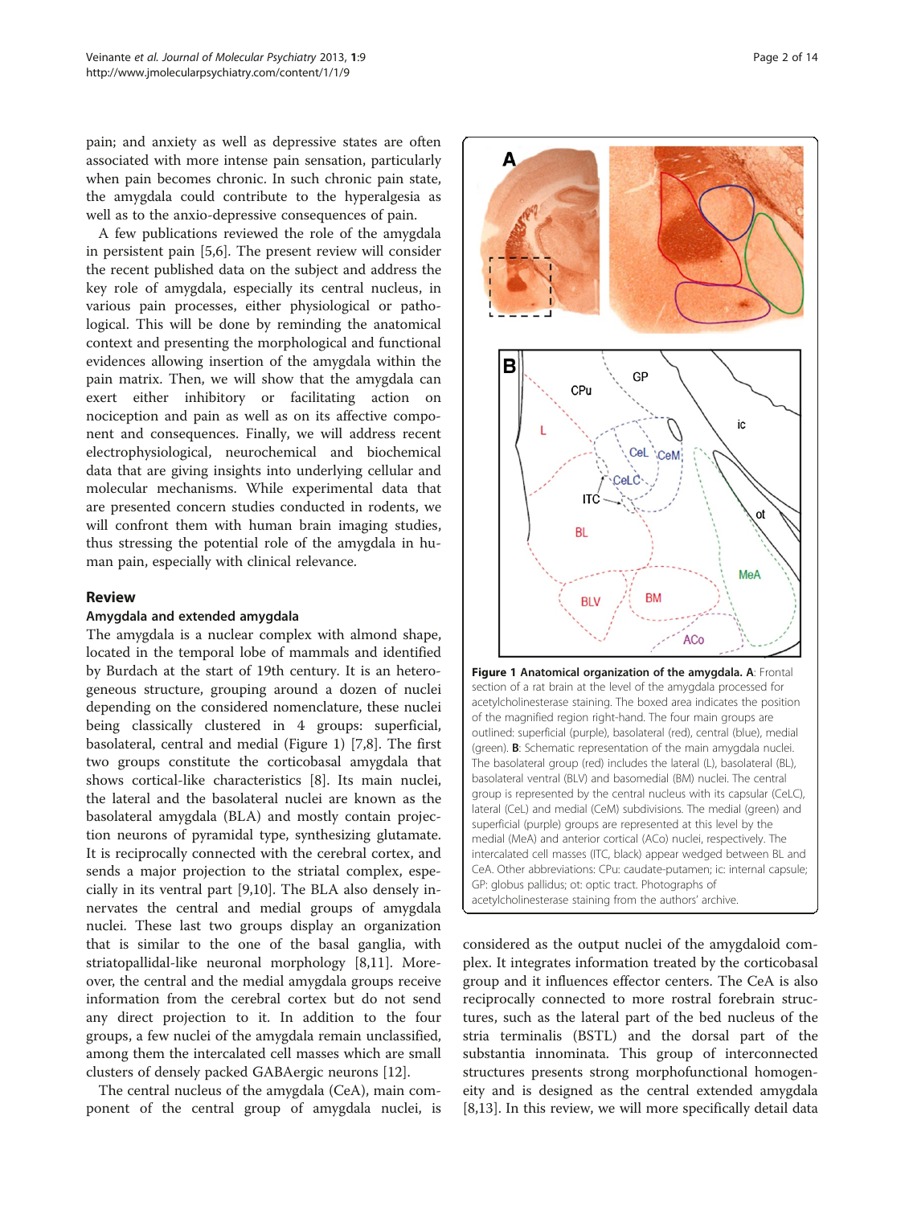pain; and anxiety as well as depressive states are often associated with more intense pain sensation, particularly when pain becomes chronic. In such chronic pain state, the amygdala could contribute to the hyperalgesia as well as to the anxio-depressive consequences of pain.

A few publications reviewed the role of the amygdala in persistent pain [5,6]. The present review will consider the recent published data on the subject and address the key role of amygdala, especially its central nucleus, in various pain processes, either physiological or pathological. This will be done by reminding the anatomical context and presenting the morphological and functional evidences allowing insertion of the amygdala within the pain matrix. Then, we will show that the amygdala can exert either inhibitory or facilitating action on nociception and pain as well as on its affective component and consequences. Finally, we will address recent electrophysiological, neurochemical and biochemical data that are giving insights into underlying cellular and molecular mechanisms. While experimental data that are presented concern studies conducted in rodents, we will confront them with human brain imaging studies, thus stressing the potential role of the amygdala in human pain, especially with clinical relevance.

## Review

### Amygdala and extended amygdala

The amygdala is a nuclear complex with almond shape, located in the temporal lobe of mammals and identified by Burdach at the start of 19th century. It is an heterogeneous structure, grouping around a dozen of nuclei depending on the considered nomenclature, these nuclei being classically clustered in 4 groups: superficial, basolateral, central and medial (Figure 1) [7,8]. The first two groups constitute the corticobasal amygdala that shows cortical-like characteristics [8]. Its main nuclei, the lateral and the basolateral nuclei are known as the basolateral amygdala (BLA) and mostly contain projection neurons of pyramidal type, synthesizing glutamate. It is reciprocally connected with the cerebral cortex, and sends a major projection to the striatal complex, especially in its ventral part [9,10]. The BLA also densely innervates the central and medial groups of amygdala nuclei. These last two groups display an organization that is similar to the one of the basal ganglia, with striatopallidal-like neuronal morphology [8,11]. Moreover, the central and the medial amygdala groups receive information from the cerebral cortex but do not send any direct projection to it. In addition to the four groups, a few nuclei of the amygdala remain unclassified, among them the intercalated cell masses which are small clusters of densely packed GABAergic neurons [12].

The central nucleus of the amygdala (CeA), main component of the central group of amygdala nuclei, is considered as the output nuclei of the amygdaloid complex. It integrates information treated by the corticobasal group and it influences effector centers. The CeA is also reciprocally connected to more rostral forebrain structures, such as the lateral part of the bed nucleus of the stria terminalis (BSTL) and the dorsal part of the substantia innominata. This group of interconnected structures presents strong morphofunctional homogeneity and is designed as the central extended amygdala [8,13]. In this review, we will more specifically detail data

**Figure 1 Anatomical organization of the amygdala. A**: Frontal section of a rat brain at the level of the amygdala processed for acetylcholinesterase staining. The boxed area indicates the position of the magnified region right-hand. The four main groups are outlined: superficial (purple), basolateral (red), central (blue), medial (green). **B**: Schematic representation of the main amygdala nuclei. The basolateral group (red) includes the lateral (L), basolateral (BL), basolateral ventral (BLV) and basomedial (BM) nuclei. The central group is represented by the central nucleus with its capsular (CeLC), lateral (CeL) and medial (CeM) subdivisions. The medial (green) and superficial (purple) groups are represented at this level by the medial (MeA) and anterior cortical (ACo) nuclei, respectively. The intercalated cell masses (ITC, black) appear wedged between BL and CeA. Other abbreviations: CPu: caudate-putamen; ic: internal capsule; GP: globus pallidus; ot: optic tract. Photographs of acetylcholinesterase staining from the authors' archive.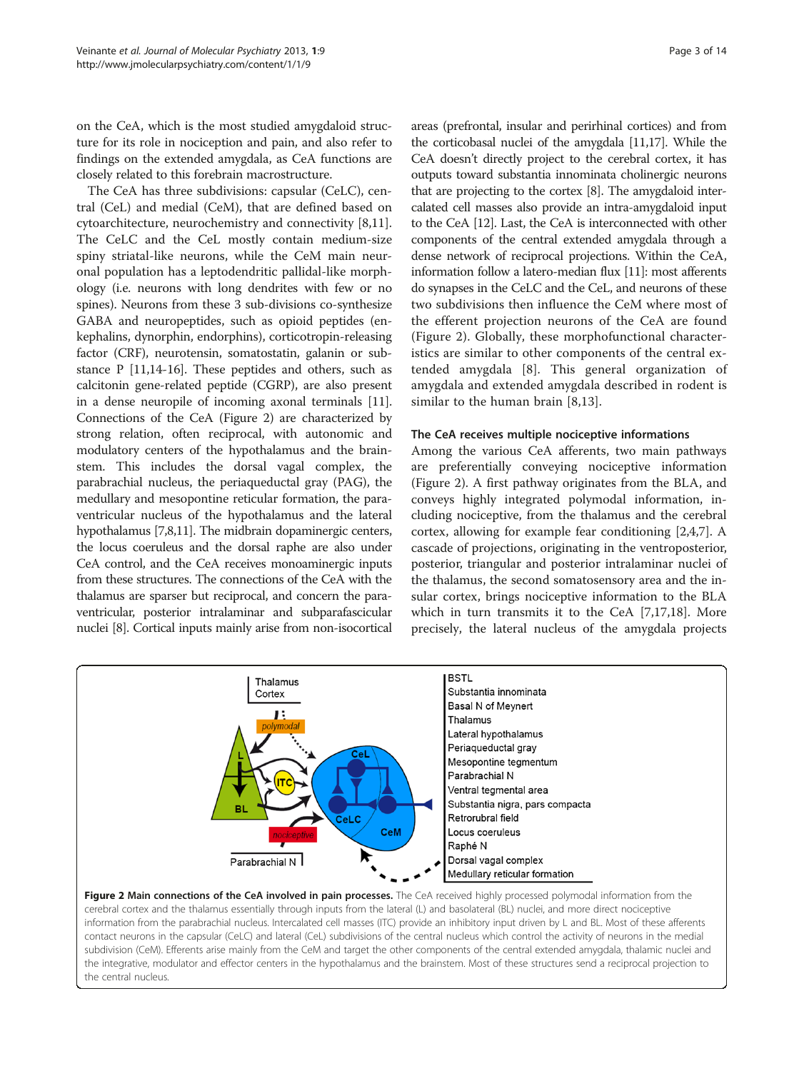on the CeA, which is the most studied amygdaloid structure for its role in nociception and pain, and also refer to findings on the extended amygdala, as CeA functions are closely related to this forebrain macrostructure.

The CeA has three subdivisions: capsular (CeLC), central (CeL) and medial (CeM), that are defined based on cytoarchitecture, neurochemistry and connectivity [8,11]. The CeLC and the CeL mostly contain medium-size spiny striatal-like neurons, while the CeM main neuronal population has a leptodendritic pallidal-like morphology (i.e. neurons with long dendrites with few or no spines). Neurons from these 3 sub-divisions co-synthesize GABA and neuropeptides, such as opioid peptides (enkephalins, dynorphin, endorphins), corticotropin-releasing factor (CRF), neurotensin, somatostatin, galanin or substance P [11,14-16]. These peptides and others, such as calcitonin gene-related peptide (CGRP), are also present in a dense neuropile of incoming axonal terminals [11]. Connections of the CeA (Figure 2) are characterized by strong relation, often reciprocal, with autonomic and modulatory centers of the hypothalamus and the brainstem. This includes the dorsal vagal complex, the parabrachial nucleus, the periaqueductal gray (PAG), the medullary and mesopontine reticular formation, the paraventricular nucleus of the hypothalamus and the lateral hypothalamus [7,8,11]. The midbrain dopaminergic centers, the locus coeruleus and the dorsal raphe are also under CeA control, and the CeA receives monoaminergic inputs from these structures. The connections of the CeA with the thalamus are sparser but reciprocal, and concern the paraventricular, posterior intralaminar and subparafascicular nuclei [8]. Cortical inputs mainly arise from non-isocortical areas (prefrontal, insular and perirhinal cortices) and from the corticobasal nuclei of the amygdala [11,17]. While the CeA doesn't directly project to the cerebral cortex, it has outputs toward substantia innominata cholinergic neurons that are projecting to the cortex [8]. The amygdaloid intercalated cell masses also provide an intra-amygdaloid input to the CeA [12]. Last, the CeA is interconnected with other components of the central extended amygdala through a dense network of reciprocal projections. Within the CeA, information follow a latero-median flux [11]: most afferents do synapses in the CeLC and the CeL, and neurons of these two subdivisions then influence the CeM where most of the efferent projection neurons of the CeA are found (Figure 2). Globally, these morphofunctional characteristics are similar to other components of the central extended amygdala [8]. This general organization of amygdala and extended amygdala described in rodent is similar to the human brain [8,13].

## The CeA receives multiple nociceptive informations

Among the various CeA afferents, two main pathways are preferentially conveying nociceptive information (Figure 2). A first pathway originates from the BLA, and conveys highly integrated polymodal information, including nociceptive, from the thalamus and the cerebral cortex, allowing for example fear conditioning [2,4,7]. A cascade of projections, originating in the ventroposterior, posterior, triangular and posterior intralaminar nuclei of the thalamus, the second somatosensory area and the insular cortex, brings nociceptive information to the BLA which in turn transmits it to the CeA [7,17,18]. More precisely, the lateral nucleus of the amygdala projects

**Figure 2 Main connections of the CeA involved in pain processes.** The CeA received highly processed polymodal information from the cerebral cortex and the thalamus essentially through inputs from the lateral (L) and basolateral (BL) nuclei, and more direct nociceptive information from the parabrachial nucleus. Intercalated cell masses (ITC) provide an inhibitory input driven by L and BL. Most of these afferents contact neurons in the capsular (CeLC) and lateral (CeL) subdivisions of the central nucleus which control the activity of neurons in the medial subdivision (CeM). Efferents arise mainly from the CeM and target the other components of the central extended amygdala, thalamic nuclei and the integrative, modulator and effector centers in the hypothalamus and the brainstem. Most of these structures send a reciprocal projection to the central nucleus.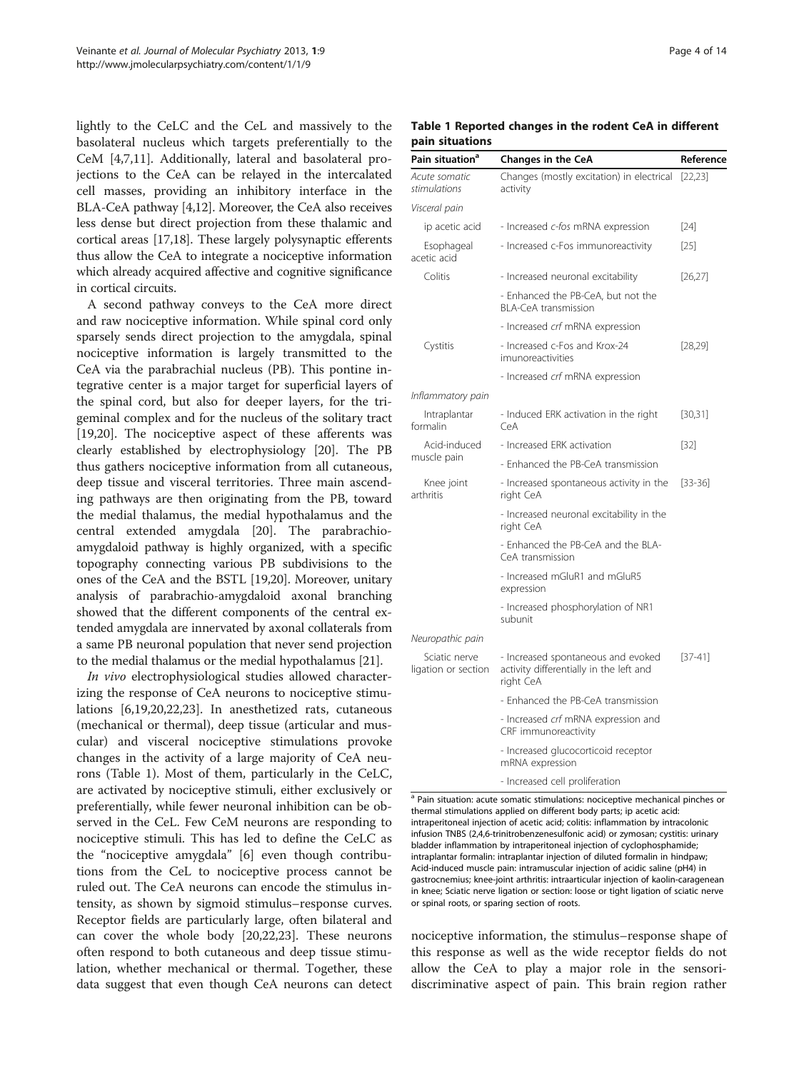lightly to the CeLC and the CeL and massively to the basolateral nucleus which targets preferentially to the CeM [4,7,11]. Additionally, lateral and basolateral projections to the CeA can be relayed in the intercalated cell masses, providing an inhibitory interface in the BLA-CeA pathway [4,12]. Moreover, the CeA also receives less dense but direct projection from these thalamic and cortical areas [17,18]. These largely polysynaptic efferents thus allow the CeA to integrate a nociceptive information which already acquired affective and cognitive significance in cortical circuits.

A second pathway conveys to the CeA more direct and raw nociceptive information. While spinal cord only sparsely sends direct projection to the amygdala, spinal nociceptive information is largely transmitted to the CeA via the parabrachial nucleus (PB). This pontine integrative center is a major target for superficial layers of the spinal cord, but also for deeper layers, for the trigeminal complex and for the nucleus of the solitary tract [19,20]. The nociceptive aspect of these afferents was clearly established by electrophysiology [20]. The PB thus gathers nociceptive information from all cutaneous, deep tissue and visceral territories. Three main ascending pathways are then originating from the PB, toward the medial thalamus, the medial hypothalamus and the central extended amygdala [20]. The parabrachio-amygdaloid pathway is highly organized, with a specific topography connecting various PB subdivisions to the ones of the CeA and the BSTL [19,20]. Moreover, unitary analysis of parabrachio-amygdaloid axonal branching showed that the different components of the central extended amygdala are innervated by axonal collaterals from a same PB neuronal population that never send projection to the medial thalamus or the medial hypothalamus [21].

*In vivo* electrophysiological studies allowed characterizing the response of CeA neurons to nociceptive stimulations [6,19,20,22,23]. In anesthetized rats, cutaneous (mechanical or thermal), deep tissue (articular and muscular) and visceral nociceptive stimulations provoke changes in the activity of a large majority of CeA neurons (Table 1). Most of them, particularly in the CeLC, are activated by nociceptive stimuli, either exclusively or preferentially, while fewer neuronal inhibition can be observed in the CeL. Few CeM neurons are responding to nociceptive stimuli. This has led to define the CeLC as the "nociceptive amygdala" [6] even though contributions from the CeL to nociceptive process cannot be ruled out. The CeA neurons can encode the stimulus intensity, as shown by sigmoid stimulus–response curves. Receptor fields are particularly large, often bilateral and can cover the whole body [20,22,23]. These neurons often respond to both cutaneous and deep tissue stimulation, whether mechanical or thermal. Together, these data suggest that even though CeA neurons can detect nociceptive information, the stimulus–response shape of this response as well as the wide receptor fields do not allow the CeA to play a major role in the sensori-discriminative aspect of pain. This brain region rather

**Table 1 Reported changes in the rodent CeA in different pain situations**

| Pain situation[a] | Changes in the CeA | Reference |
|---|---|---|
| *Acute somatic stimulations* | Changes (mostly excitation) in electrical activity | [22,23] |
| *Visceral pain* | | |
| ip acetic acid | - Increased *c-fos* mRNA expression | [24] |
| Esophageal acetic acid | - Increased c-Fos immunoreactivity | [25] |
| Colitis | - Increased neuronal excitability | [26,27] |
| | - Enhanced the PB-CeA, but not the BLA-CeA transmission | |
| | - Increased *crf* mRNA expression | |
| Cystitis | - Increased c-Fos and Krox-24 imunoreactivities | [28,29] |
| | - Increased *crf* mRNA expression | |
| *Inflammatory pain* | | |
| Intraplantar formalin | - Induced ERK activation in the right CeA | [30,31] |
| Acid-induced muscle pain | - Increased ERK activation | [32] |
| | - Enhanced the PB-CeA transmission | |
| Knee joint arthritis | - Increased spontaneous activity in the right CeA | [33-36] |
| | - Increased neuronal excitability in the right CeA | |
| | - Enhanced the PB-CeA and the BLA-CeA transmission | |
| | - Increased mGluR1 and mGluR5 expression | |
| | - Increased phosphorylation of NR1 subunit | |
| *Neuropathic pain* | | |
| Sciatic nerve ligation or section | - Increased spontaneous and evoked activity differentially in the left and right CeA | [37-41] |
| | - Enhanced the PB-CeA transmission | |
| | - Increased *crf* mRNA expression and CRF immunoreactivity | |
| | - Increased glucocorticoid receptor mRNA expression | |
| | - Increased cell proliferation | |

[a] Pain situation: acute somatic stimulations: nociceptive mechanical pinches or thermal stimulations applied on different body parts; ip acetic acid: intraperitoneal injection of acetic acid; colitis: inflammation by intracolonic infusion TNBS (2,4,6-trinitrobenzenesulfonic acid) or zymosan; cystitis: urinary bladder inflammation by intraperitoneal injection of cyclophosphamide; intraplantar formalin: intraplantar injection of diluted formalin in hindpaw; Acid-induced muscle pain: intramuscular injection of acidic saline (pH4) in gastrocnemius; knee-joint arthritis: intraarticular injection of kaolin-carageenan in knee; Sciatic nerve ligation or section: loose or tight ligation of sciatic nerve or spinal roots, or sparing section of roots.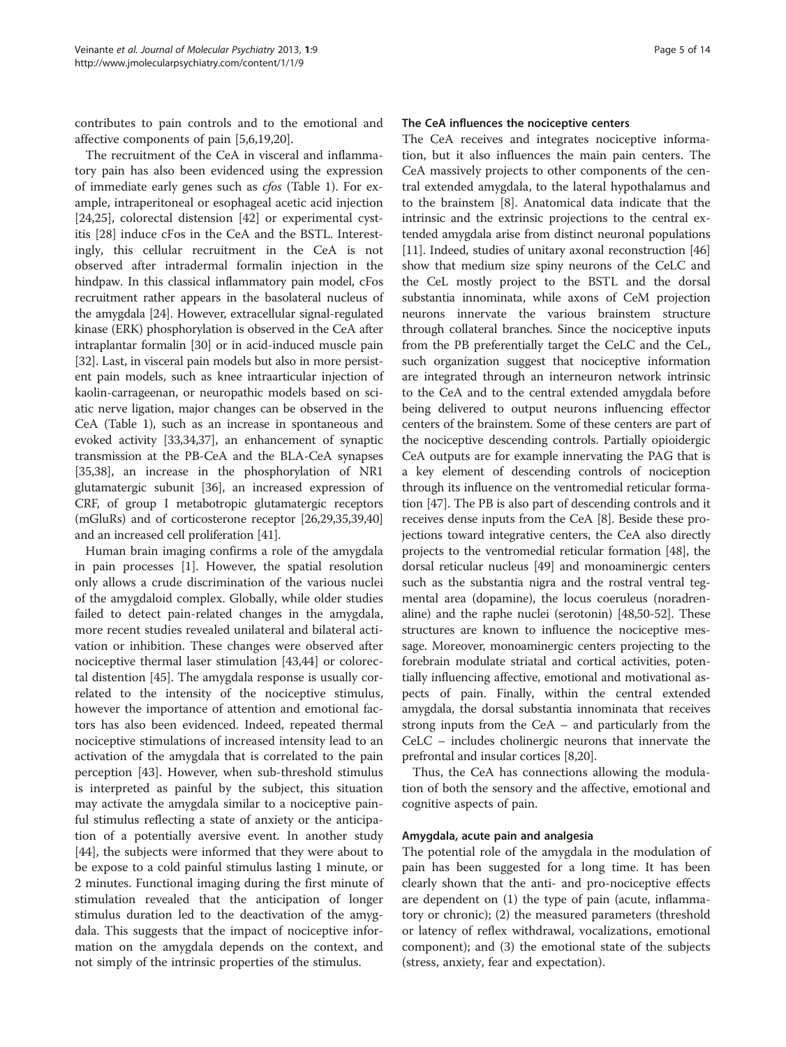contributes to pain controls and to the emotional and affective components of pain [5,6,19,20].

The recruitment of the CeA in visceral and inflammatory pain has also been evidenced using the expression of immediate early genes such as *cfos* (Table 1). For example, intraperitoneal or esophageal acetic acid injection [24,25], colorectal distension [42] or experimental cystitis [28] induce cFos in the CeA and the BSTL. Interestingly, this cellular recruitment in the CeA is not observed after intradermal formalin injection in the hindpaw. In this classical inflammatory pain model, cFos recruitment rather appears in the basolateral nucleus of the amygdala [24]. However, extracellular signal-regulated kinase (ERK) phosphorylation is observed in the CeA after intraplantar formalin [30] or in acid-induced muscle pain [32]. Last, in visceral pain models but also in more persistent pain models, such as knee intraarticular injection of kaolin-carrageenan, or neuropathic models based on sciatic nerve ligation, major changes can be observed in the CeA (Table 1), such as an increase in spontaneous and evoked activity [33,34,37], an enhancement of synaptic transmission at the PB-CeA and the BLA-CeA synapses [35,38], an increase in the phosphorylation of NR1 glutamatergic subunit [36], an increased expression of CRF, of group I metabotropic glutamatergic receptors (mGluRs) and of corticosterone receptor [26,29,35,39,40] and an increased cell proliferation [41].

Human brain imaging confirms a role of the amygdala in pain processes [1]. However, the spatial resolution only allows a crude discrimination of the various nuclei of the amygdaloid complex. Globally, while older studies failed to detect pain-related changes in the amygdala, more recent studies revealed unilateral and bilateral activation or inhibition. These changes were observed after nociceptive thermal laser stimulation [43,44] or colorectal distention [45]. The amygdala response is usually correlated to the intensity of the nociceptive stimulus, however the importance of attention and emotional factors has also been evidenced. Indeed, repeated thermal nociceptive stimulations of increased intensity lead to an activation of the amygdala that is correlated to the pain perception [43]. However, when sub-threshold stimulus is interpreted as painful by the subject, this situation may activate the amygdala similar to a nociceptive painful stimulus reflecting a state of anxiety or the anticipation of a potentially aversive event. In another study [44], the subjects were informed that they were about to be expose to a cold painful stimulus lasting 1 minute, or 2 minutes. Functional imaging during the first minute of stimulation revealed that the anticipation of longer stimulus duration led to the deactivation of the amygdala. This suggests that the impact of nociceptive information on the amygdala depends on the context, and not simply of the intrinsic properties of the stimulus.

### The CeA influences the nociceptive centers

The CeA receives and integrates nociceptive information, but it also influences the main pain centers. The CeA massively projects to other components of the central extended amygdala, to the lateral hypothalamus and to the brainstem [8]. Anatomical data indicate that the intrinsic and the extrinsic projections to the central extended amygdala arise from distinct neuronal populations [11]. Indeed, studies of unitary axonal reconstruction [46] show that medium size spiny neurons of the CeLC and the CeL mostly project to the BSTL and the dorsal substantia innominata, while axons of CeM projection neurons innervate the various brainstem structure through collateral branches. Since the nociceptive inputs from the PB preferentially target the CeLC and the CeL, such organization suggest that nociceptive information are integrated through an interneuron network intrinsic to the CeA and to the central extended amygdala before being delivered to output neurons influencing effector centers of the brainstem. Some of these centers are part of the nociceptive descending controls. Partially opioidergic CeA outputs are for example innervating the PAG that is a key element of descending controls of nociception through its influence on the ventromedial reticular formation [47]. The PB is also part of descending controls and it receives dense inputs from the CeA [8]. Beside these projections toward integrative centers, the CeA also directly projects to the ventromedial reticular formation [48], the dorsal reticular nucleus [49] and monoaminergic centers such as the substantia nigra and the rostral ventral tegmental area (dopamine), the locus coeruleus (noradrenaline) and the raphe nuclei (serotonin) [48,50-52]. These structures are known to influence the nociceptive message. Moreover, monoaminergic centers projecting to the forebrain modulate striatal and cortical activities, potentially influencing affective, emotional and motivational aspects of pain. Finally, within the central extended amygdala, the dorsal substantia innominata that receives strong inputs from the CeA – and particularly from the CeLC – includes cholinergic neurons that innervate the prefrontal and insular cortices [8,20].

Thus, the CeA has connections allowing the modulation of both the sensory and the affective, emotional and cognitive aspects of pain.

### Amygdala, acute pain and analgesia

The potential role of the amygdala in the modulation of pain has been suggested for a long time. It has been clearly shown that the anti- and pro-nociceptive effects are dependent on (1) the type of pain (acute, inflammatory or chronic); (2) the measured parameters (threshold or latency of reflex withdrawal, vocalizations, emotional component); and (3) the emotional state of the subjects (stress, anxiety, fear and expectation).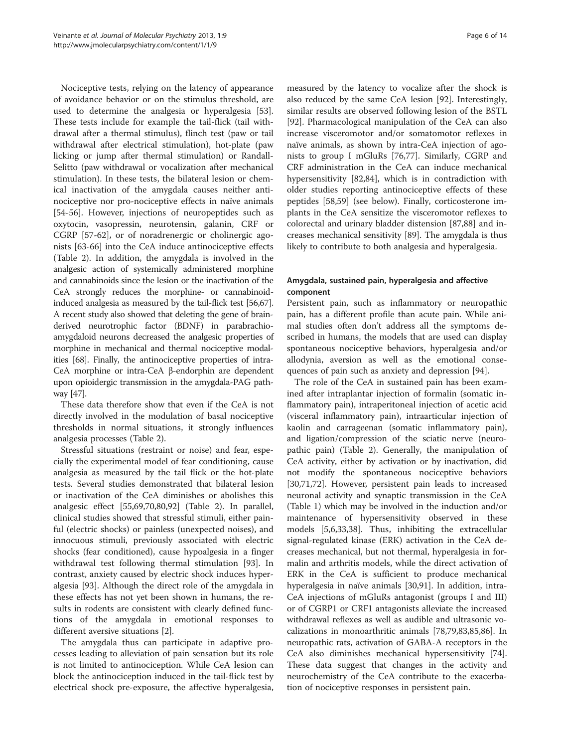Nociceptive tests, relying on the latency of appearance of avoidance behavior or on the stimulus threshold, are used to determine the analgesia or hyperalgesia [53]. These tests include for example the tail-flick (tail withdrawal after a thermal stimulus), flinch test (paw or tail withdrawal after electrical stimulation), hot-plate (paw licking or jump after thermal stimulation) or Randall-Selitto (paw withdrawal or vocalization after mechanical stimulation). In these tests, the bilateral lesion or chemical inactivation of the amygdala causes neither antinociceptive nor pro-nociceptive effects in naïve animals [54-56]. However, injections of neuropeptides such as oxytocin, vasopressin, neurotensin, galanin, CRF or CGRP [57-62], or of noradrenergic or cholinergic agonists [63-66] into the CeA induce antinociceptive effects (Table 2). In addition, the amygdala is involved in the analgesic action of systemically administered morphine and cannabinoids since the lesion or the inactivation of the CeA strongly reduces the morphine- or cannabinoid-induced analgesia as measured by the tail-flick test [56,67]. A recent study also showed that deleting the gene of brain-derived neurotrophic factor (BDNF) in parabrachio-amygdaloid neurons decreased the analgesic properties of morphine in mechanical and thermal nociceptive modalities [68]. Finally, the antinociceptive properties of intra-CeA morphine or intra-CeA β-endorphin are dependent upon opioidergic transmission in the amygdala-PAG pathway [47].

These data therefore show that even if the CeA is not directly involved in the modulation of basal nociceptive thresholds in normal situations, it strongly influences analgesia processes (Table 2).

Stressful situations (restraint or noise) and fear, especially the experimental model of fear conditioning, cause analgesia as measured by the tail flick or the hot-plate tests. Several studies demonstrated that bilateral lesion or inactivation of the CeA diminishes or abolishes this analgesic effect [55,69,70,80,92] (Table 2). In parallel, clinical studies showed that stressful stimuli, either painful (electric shocks) or painless (unexpected noises), and innocuous stimuli, previously associated with electric shocks (fear conditioned), cause hypoalgesia in a finger withdrawal test following thermal stimulation [93]. In contrast, anxiety caused by electric shock induces hyperalgesia [93]. Although the direct role of the amygdala in these effects has not yet been shown in humans, the results in rodents are consistent with clearly defined functions of the amygdala in emotional responses to different aversive situations [2].

The amygdala thus can participate in adaptive processes leading to alleviation of pain sensation but its role is not limited to antinociception. While CeA lesion can block the antinociception induced in the tail-flick test by electrical shock pre-exposure, the affective hyperalgesia, measured by the latency to vocalize after the shock is also reduced by the same CeA lesion [92]. Interestingly, similar results are observed following lesion of the BSTL [92]. Pharmacological manipulation of the CeA can also increase visceromotor and/or somatomotor reflexes in naïve animals, as shown by intra-CeA injection of agonists to group I mGluRs [76,77]. Similarly, CGRP and CRF administration in the CeA can induce mechanical hypersensitivity [82,84], which is in contradiction with older studies reporting antinociceptive effects of these peptides [58,59] (see below). Finally, corticosterone implants in the CeA sensitize the visceromotor reflexes to colorectal and urinary bladder distension [87,88] and increases mechanical sensitivity [89]. The amygdala is thus likely to contribute to both analgesia and hyperalgesia.

## Amygdala, sustained pain, hyperalgesia and affective component

Persistent pain, such as inflammatory or neuropathic pain, has a different profile than acute pain. While animal studies often don't address all the symptoms described in humans, the models that are used can display spontaneous nociceptive behaviors, hyperalgesia and/or allodynia, aversion as well as the emotional consequences of pain such as anxiety and depression [94].

The role of the CeA in sustained pain has been examined after intraplantar injection of formalin (somatic inflammatory pain), intraperitoneal injection of acetic acid (visceral inflammatory pain), intraarticular injection of kaolin and carrageenan (somatic inflammatory pain), and ligation/compression of the sciatic nerve (neuropathic pain) (Table 2). Generally, the manipulation of CeA activity, either by activation or by inactivation, did not modify the spontaneous nociceptive behaviors [30,71,72]. However, persistent pain leads to increased neuronal activity and synaptic transmission in the CeA (Table 1) which may be involved in the induction and/or maintenance of hypersensitivity observed in these models [5,6,33,38]. Thus, inhibiting the extracellular signal-regulated kinase (ERK) activation in the CeA decreases mechanical, but not thermal, hyperalgesia in formalin and arthritis models, while the direct activation of ERK in the CeA is sufficient to produce mechanical hyperalgesia in naïve animals [30,91]. In addition, intra-CeA injections of mGluRs antagonist (groups I and III) or of CGRP1 or CRF1 antagonists alleviate the increased withdrawal reflexes as well as audible and ultrasonic vocalizations in monoarthritic animals [78,79,83,85,86]. In neuropathic rats, activation of GABA-A receptors in the CeA also diminishes mechanical hypersensitivity [74]. These data suggest that changes in the activity and neurochemistry of the CeA contribute to the exacerbation of nociceptive responses in persistent pain.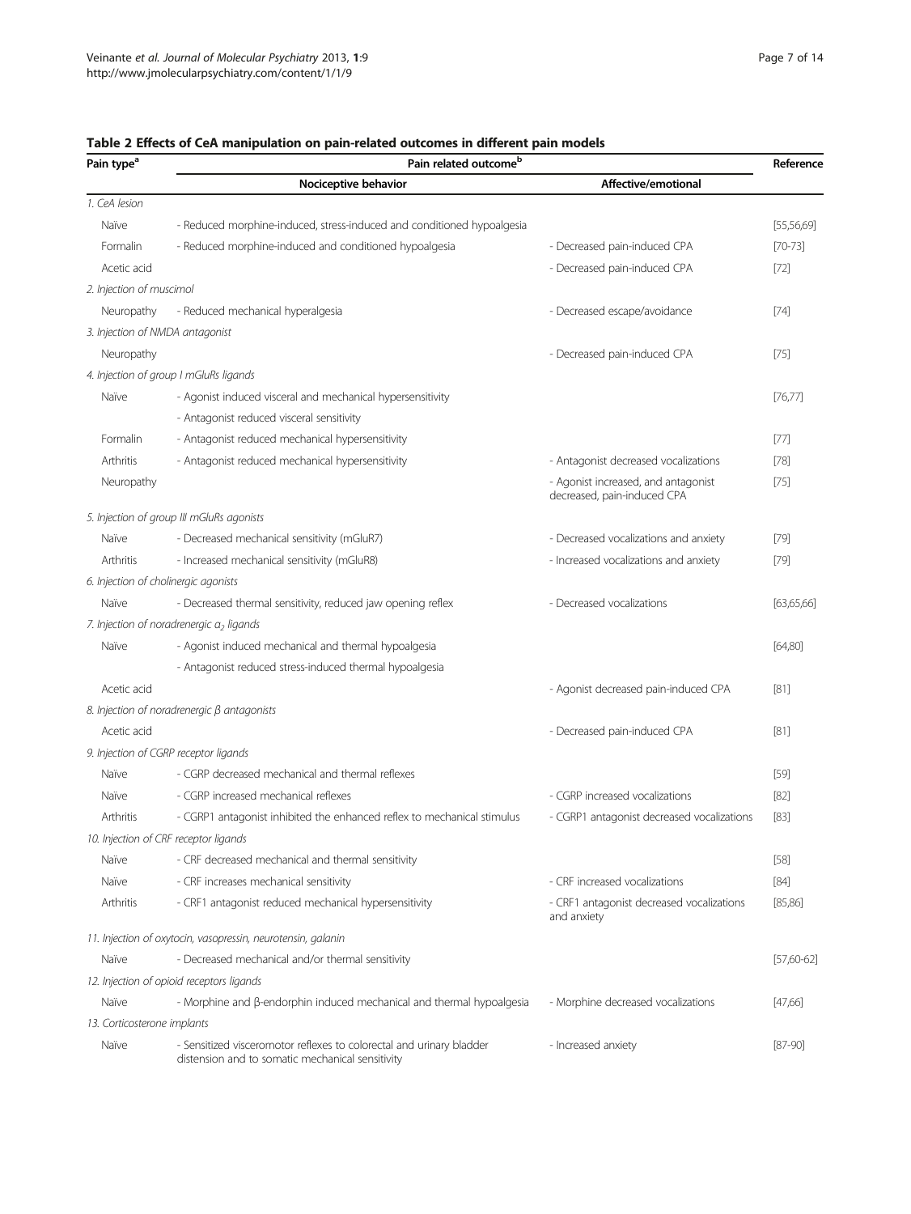**Table 2 Effects of CeA manipulation on pain-related outcomes in different pain models**

| Pain type[a] | Pain related outcome[b] | | Reference |
|---|---|---|---|
| | Nociceptive behavior | Affective/emotional | |
| *1. CeA lesion* | | | |
| Naïve | - Reduced morphine-induced, stress-induced and conditioned hypoalgesia | | [55,56,69] |
| Formalin | - Reduced morphine-induced and conditioned hypoalgesia | - Decreased pain-induced CPA | [70-73] |
| Acetic acid | | - Decreased pain-induced CPA | [72] |
| *2. Injection of muscimol* | | | |
| Neuropathy | - Reduced mechanical hyperalgesia | - Decreased escape/avoidance | [74] |
| *3. Injection of NMDA antagonist* | | | |
| Neuropathy | | - Decreased pain-induced CPA | [75] |
| *4. Injection of group I mGluRs ligands* | | | |
| Naïve | - Agonist induced visceral and mechanical hypersensitivity<br>- Antagonist reduced visceral sensitivity | | [76,77] |
| Formalin | - Antagonist reduced mechanical hypersensitivity | | [77] |
| Arthritis | - Antagonist reduced mechanical hypersensitivity | - Antagonist decreased vocalizations | [78] |
| Neuropathy | | - Agonist increased, and antagonist decreased, pain-induced CPA | [75] |
| *5. Injection of group III mGluRs agonists* | | | |
| Naïve | - Decreased mechanical sensitivity (mGluR7) | - Decreased vocalizations and anxiety | [79] |
| Arthritis | - Increased mechanical sensitivity (mGluR8) | - Increased vocalizations and anxiety | [79] |
| *6. Injection of cholinergic agonists* | | | |
| Naïve | - Decreased thermal sensitivity, reduced jaw opening reflex | - Decreased vocalizations | [63,65,66] |
| *7. Injection of noradrenergic $a_2$ ligands* | | | |
| Naïve | - Agonist induced mechanical and thermal hypoalgesia<br>- Antagonist reduced stress-induced thermal hypoalgesia | | [64,80] |
| Acetic acid | | - Agonist decreased pain-induced CPA | [81] |
| *8. Injection of noradrenergic β antagonists* | | | |
| Acetic acid | | - Decreased pain-induced CPA | [81] |
| *9. Injection of CGRP receptor ligands* | | | |
| Naïve | - CGRP decreased mechanical and thermal reflexes | | [59] |
| Naïve | - CGRP increased mechanical reflexes | - CGRP increased vocalizations | [82] |
| Arthritis | - CGRP1 antagonist inhibited the enhanced reflex to mechanical stimulus | - CGRP1 antagonist decreased vocalizations | [83] |
| *10. Injection of CRF receptor ligands* | | | |
| Naïve | - CRF decreased mechanical and thermal sensitivity | | [58] |
| Naïve | - CRF increases mechanical sensitivity | - CRF increased vocalizations | [84] |
| Arthritis | - CRF1 antagonist reduced mechanical hypersensitivity | - CRF1 antagonist decreased vocalizations and anxiety | [85,86] |
| *11. Injection of oxytocin, vasopressin, neurotensin, galanin* | | | |
| Naïve | - Decreased mechanical and/or thermal sensitivity | | [57,60-62] |
| *12. Injection of opioid receptors ligands* | | | |
| Naïve | - Morphine and β-endorphin induced mechanical and thermal hypoalgesia | - Morphine decreased vocalizations | [47,66] |
| *13. Corticosterone implants* | | | |
| Naïve | - Sensitized visceromotor reflexes to colorectal and urinary bladder distension and to somatic mechanical sensitivity | - Increased anxiety | [87-90] |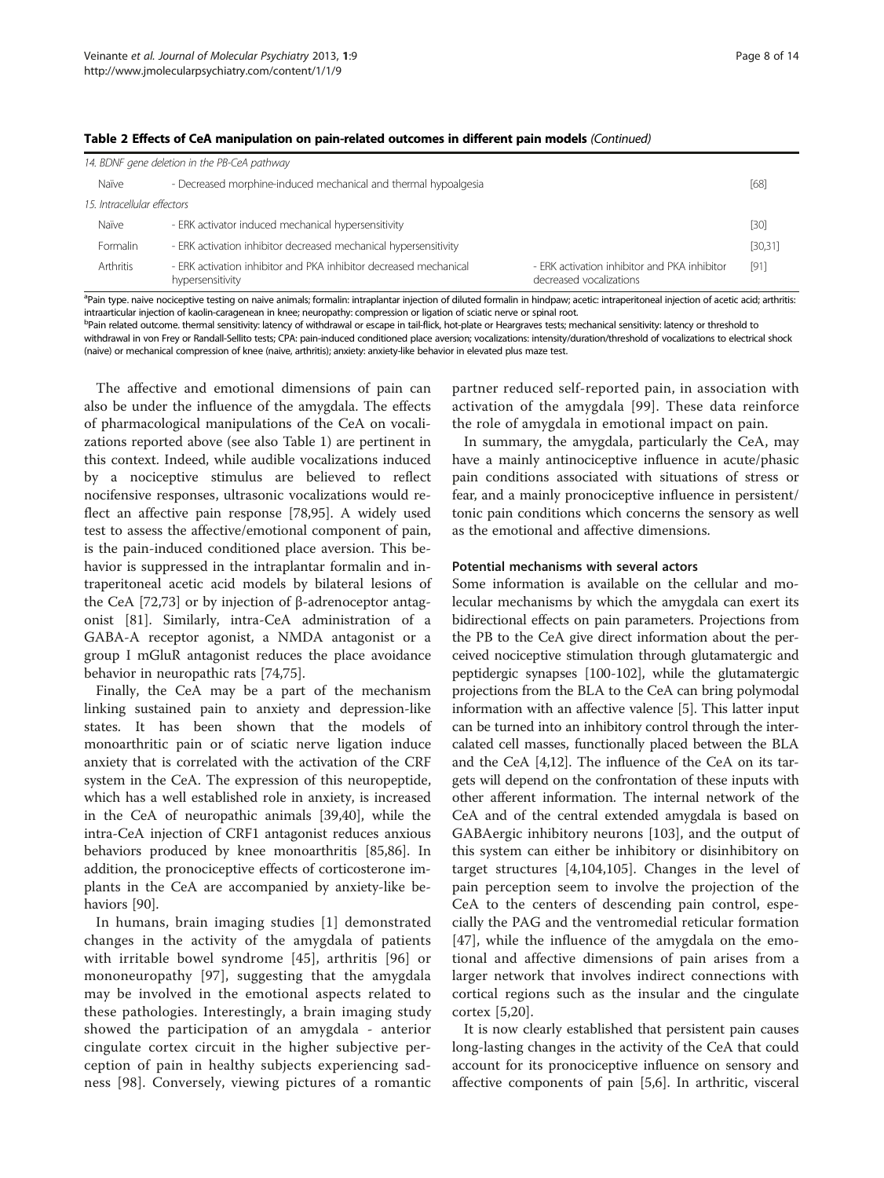**Table 2 Effects of CeA manipulation on pain-related outcomes in different pain models** *(Continued)*

| | | | |
|---|---|---|---|
| *14. BDNF gene deletion in the PB-CeA pathway* | | | |
| Naïve | - Decreased morphine-induced mechanical and thermal hypoalgesia | | [68] |
| *15. Intracellular effectors* | | | |
| Naïve | - ERK activator induced mechanical hypersensitivity | | [30] |
| Formalin | - ERK activation inhibitor decreased mechanical hypersensitivity | | [30,31] |
| Arthritis | - ERK activation inhibitor and PKA inhibitor decreased mechanical hypersensitivity | - ERK activation inhibitor and PKA inhibitor decreased vocalizations | [91] |

[a]Pain type. naive nociceptive testing on naive animals; formalin: intraplantar injection of diluted formalin in hindpaw; acetic: intraperitoneal injection of acetic acid; arthritis: intraarticular injection of kaolin-caragenean in knee; neuropathy: compression or ligation of sciatic nerve or spinal root.
[b]Pain related outcome. thermal sensitivity: latency of withdrawal or escape in tail-flick, hot-plate or Heargraves tests; mechanical sensitivity: latency or threshold to withdrawal in von Frey or Randall-Sellito tests; CPA: pain-induced conditioned place aversion; vocalizations: intensity/duration/threshold of vocalizations to electrical shock (naive) or mechanical compression of knee (naive, arthritis); anxiety: anxiety-like behavior in elevated plus maze test.

The affective and emotional dimensions of pain can also be under the influence of the amygdala. The effects of pharmacological manipulations of the CeA on vocalizations reported above (see also Table 1) are pertinent in this context. Indeed, while audible vocalizations induced by a nociceptive stimulus are believed to reflect nocifensive responses, ultrasonic vocalizations would reflect an affective pain response [78,95]. A widely used test to assess the affective/emotional component of pain, is the pain-induced conditioned place aversion. This behavior is suppressed in the intraplantar formalin and intraperitoneal acetic acid models by bilateral lesions of the CeA [72,73] or by injection of β-adrenoceptor antagonist [81]. Similarly, intra-CeA administration of a GABA-A receptor agonist, a NMDA antagonist or a group I mGluR antagonist reduces the place avoidance behavior in neuropathic rats [74,75].

Finally, the CeA may be a part of the mechanism linking sustained pain to anxiety and depression-like states. It has been shown that the models of monoarthritic pain or of sciatic nerve ligation induce anxiety that is correlated with the activation of the CRF system in the CeA. The expression of this neuropeptide, which has a well established role in anxiety, is increased in the CeA of neuropathic animals [39,40], while the intra-CeA injection of CRF1 antagonist reduces anxious behaviors produced by knee monoarthritis [85,86]. In addition, the pronociceptive effects of corticosterone implants in the CeA are accompanied by anxiety-like behaviors [90].

In humans, brain imaging studies [1] demonstrated changes in the activity of the amygdala of patients with irritable bowel syndrome [45], arthritis [96] or mononeuropathy [97], suggesting that the amygdala may be involved in the emotional aspects related to these pathologies. Interestingly, a brain imaging study showed the participation of an amygdala - anterior cingulate cortex circuit in the higher subjective perception of pain in healthy subjects experiencing sadness [98]. Conversely, viewing pictures of a romantic partner reduced self-reported pain, in association with activation of the amygdala [99]. These data reinforce the role of amygdala in emotional impact on pain.

In summary, the amygdala, particularly the CeA, may have a mainly antinociceptive influence in acute/phasic pain conditions associated with situations of stress or fear, and a mainly pronociceptive influence in persistent/tonic pain conditions which concerns the sensory as well as the emotional and affective dimensions.

### Potential mechanisms with several actors

Some information is available on the cellular and molecular mechanisms by which the amygdala can exert its bidirectional effects on pain parameters. Projections from the PB to the CeA give direct information about the perceived nociceptive stimulation through glutamatergic and peptidergic synapses [100-102], while the glutamatergic projections from the BLA to the CeA can bring polymodal information with an affective valence [5]. This latter input can be turned into an inhibitory control through the intercalated cell masses, functionally placed between the BLA and the CeA [4,12]. The influence of the CeA on its targets will depend on the confrontation of these inputs with other afferent information. The internal network of the CeA and of the central extended amygdala is based on GABAergic inhibitory neurons [103], and the output of this system can either be inhibitory or disinhibitory on target structures [4,104,105]. Changes in the level of pain perception seem to involve the projection of the CeA to the centers of descending pain control, especially the PAG and the ventromedial reticular formation [47], while the influence of the amygdala on the emotional and affective dimensions of pain arises from a larger network that involves indirect connections with cortical regions such as the insular and the cingulate cortex [5,20].

It is now clearly established that persistent pain causes long-lasting changes in the activity of the CeA that could account for its pronociceptive influence on sensory and affective components of pain [5,6]. In arthritic, visceral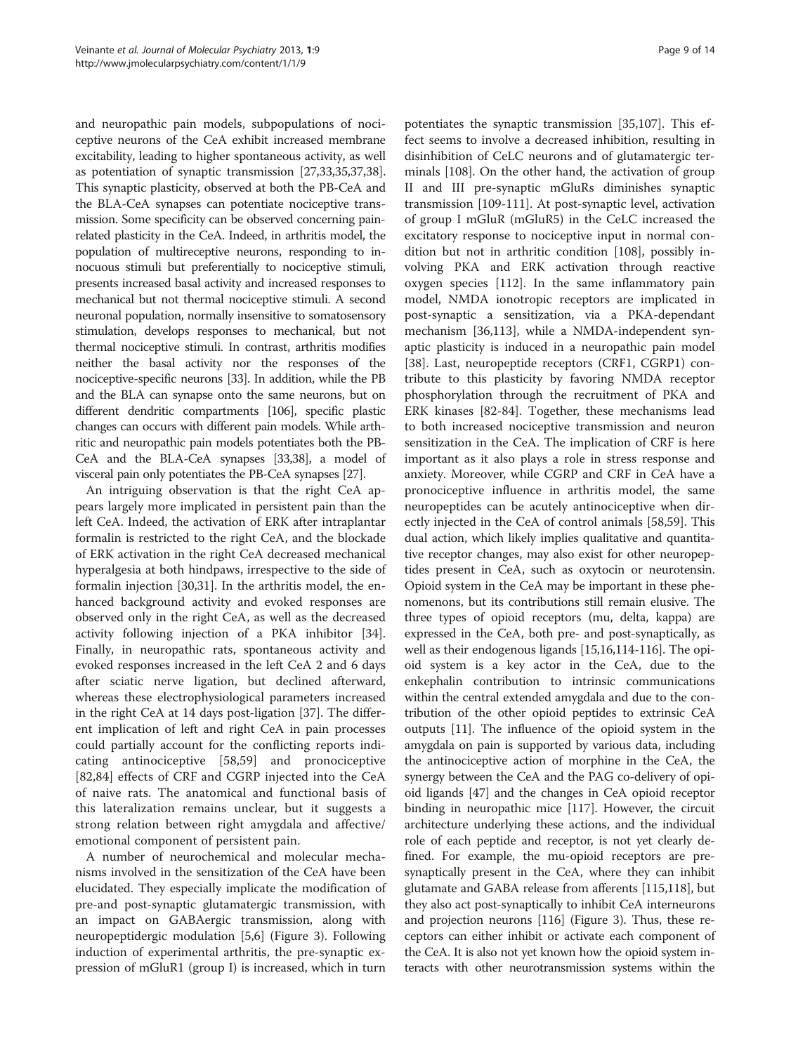and neuropathic pain models, subpopulations of nociceptive neurons of the CeA exhibit increased membrane excitability, leading to higher spontaneous activity, as well as potentiation of synaptic transmission [27,33,35,37,38]. This synaptic plasticity, observed at both the PB-CeA and the BLA-CeA synapses can potentiate nociceptive transmission. Some specificity can be observed concerning pain-related plasticity in the CeA. Indeed, in arthritis model, the population of multireceptive neurons, responding to innocuous stimuli but preferentially to nociceptive stimuli, presents increased basal activity and increased responses to mechanical but not thermal nociceptive stimuli. A second neuronal population, normally insensitive to somatosensory stimulation, develops responses to mechanical, but not thermal nociceptive stimuli. In contrast, arthritis modifies neither the basal activity nor the responses of the nociceptive-specific neurons [33]. In addition, while the PB and the BLA can synapse onto the same neurons, but on different dendritic compartments [106], specific plastic changes can occurs with different pain models. While arthritic and neuropathic pain models potentiates both the PB-CeA and the BLA-CeA synapses [33,38], a model of visceral pain only potentiates the PB-CeA synapses [27].

An intriguing observation is that the right CeA appears largely more implicated in persistent pain than the left CeA. Indeed, the activation of ERK after intraplantar formalin is restricted to the right CeA, and the blockade of ERK activation in the right CeA decreased mechanical hyperalgesia at both hindpaws, irrespective to the side of formalin injection [30,31]. In the arthritis model, the enhanced background activity and evoked responses are observed only in the right CeA, as well as the decreased activity following injection of a PKA inhibitor [34]. Finally, in neuropathic rats, spontaneous activity and evoked responses increased in the left CeA 2 and 6 days after sciatic nerve ligation, but declined afterward, whereas these electrophysiological parameters increased in the right CeA at 14 days post-ligation [37]. The different implication of left and right CeA in pain processes could partially account for the conflicting reports indicating antinociceptive [58,59] and pronociceptive [82,84] effects of CRF and CGRP injected into the CeA of naive rats. The anatomical and functional basis of this lateralization remains unclear, but it suggests a strong relation between right amygdala and affective/emotional component of persistent pain.

A number of neurochemical and molecular mechanisms involved in the sensitization of the CeA have been elucidated. They especially implicate the modification of pre-and post-synaptic glutamatergic transmission, with an impact on GABAergic transmission, along with neuropeptidergic modulation [5,6] (Figure 3). Following induction of experimental arthritis, the pre-synaptic expression of mGluR1 (group I) is increased, which in turn potentiates the synaptic transmission [35,107]. This effect seems to involve a decreased inhibition, resulting in disinhibition of CeLC neurons and of glutamatergic terminals [108]. On the other hand, the activation of group II and III pre-synaptic mGluRs diminishes synaptic transmission [109-111]. At post-synaptic level, activation of group I mGluR (mGluR5) in the CeLC increased the excitatory response to nociceptive input in normal condition but not in arthritic condition [108], possibly involving PKA and ERK activation through reactive oxygen species [112]. In the same inflammatory pain model, NMDA ionotropic receptors are implicated in post-synaptic a sensitization, via a PKA-dependant mechanism [36,113], while a NMDA-independent synaptic plasticity is induced in a neuropathic pain model [38]. Last, neuropeptide receptors (CRF1, CGRP1) contribute to this plasticity by favoring NMDA receptor phosphorylation through the recruitment of PKA and ERK kinases [82-84]. Together, these mechanisms lead to both increased nociceptive transmission and neuron sensitization in the CeA. The implication of CRF is here important as it also plays a role in stress response and anxiety. Moreover, while CGRP and CRF in CeA have a pronociceptive influence in arthritis model, the same neuropeptides can be acutely antinociceptive when directly injected in the CeA of control animals [58,59]. This dual action, which likely implies qualitative and quantitative receptor changes, may also exist for other neuropeptides present in CeA, such as oxytocin or neurotensin. Opioid system in the CeA may be important in these phenomenons, but its contributions still remain elusive. The three types of opioid receptors (mu, delta, kappa) are expressed in the CeA, both pre- and post-synaptically, as well as their endogenous ligands [15,16,114-116]. The opioid system is a key actor in the CeA, due to the enkephalin contribution to intrinsic communications within the central extended amygdala and due to the contribution of the other opioid peptides to extrinsic CeA outputs [11]. The influence of the opioid system in the amygdala on pain is supported by various data, including the antinociceptive action of morphine in the CeA, the synergy between the CeA and the PAG co-delivery of opioid ligands [47] and the changes in CeA opioid receptor binding in neuropathic mice [117]. However, the circuit architecture underlying these actions, and the individual role of each peptide and receptor, is not yet clearly defined. For example, the mu-opioid receptors are presynaptically present in the CeA, where they can inhibit glutamate and GABA release from afferents [115,118], but they also act post-synaptically to inhibit CeA interneurons and projection neurons [116] (Figure 3). Thus, these receptors can either inhibit or activate each component of the CeA. It is also not yet known how the opioid system interacts with other neurotransmission systems within the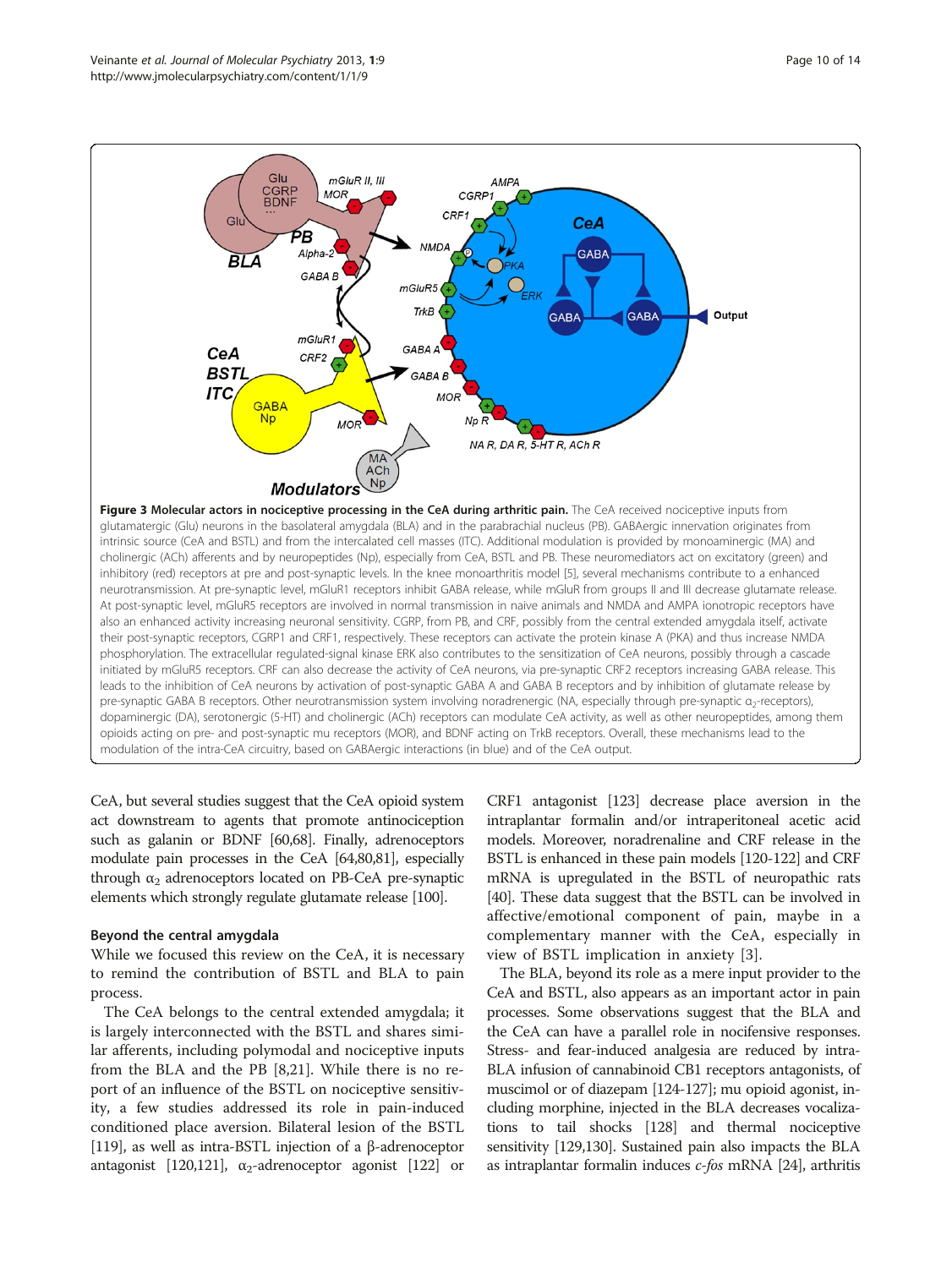**Figure 3 Molecular actors in nociceptive processing in the CeA during arthritic pain.** The CeA received nociceptive inputs from glutamatergic (Glu) neurons in the basolateral amygdala (BLA) and in the parabrachial nucleus (PB). GABAergic innervation originates from intrinsic source (CeA and BSTL) and from the intercalated cell masses (ITC). Additional modulation is provided by monoaminergic (MA) and cholinergic (ACh) afferents and by neuropeptides (Np), especially from CeA, BSTL and PB. These neuromediators act on excitatory (green) and inhibitory (red) receptors at pre and post-synaptic levels. In the knee monoarthritis model [5], several mechanisms contribute to a enhanced neurotransmission. At pre-synaptic level, mGluR1 receptors inhibit GABA release, while mGluR from groups II and III decrease glutamate release. At post-synaptic level, mGluR5 receptors are involved in normal transmission in naive animals and NMDA and AMPA ionotropic receptors have also an enhanced activity increasing neuronal sensitivity. CGRP, from PB, and CRF, possibly from the central extended amygdala itself, activate their post-synaptic receptors, CGRP1 and CRF1, respectively. These receptors can activate the protein kinase A (PKA) and thus increase NMDA phosphorylation. The extracellular regulated-signal kinase ERK also contributes to the sensitization of CeA neurons, possibly through a cascade initiated by mGluR5 receptors. CRF can also decrease the activity of CeA neurons, via pre-synaptic CRF2 receptors increasing GABA release. This leads to the inhibition of CeA neurons by activation of post-synaptic GABA A and GABA B receptors and by inhibition of glutamate release by pre-synaptic GABA B receptors. Other neurotransmission system involving noradrenergic (NA, especially through pre-synaptic $\alpha_2$-receptors), dopaminergic (DA), serotonergic (5-HT) and cholinergic (ACh) receptors can modulate CeA activity, as well as other neuropeptides, among them opioids acting on pre- and post-synaptic mu receptors (MOR), and BDNF acting on TrkB receptors. Overall, these mechanisms lead to the modulation of the intra-CeA circuitry, based on GABAergic interactions (in blue) and of the CeA output.

CeA, but several studies suggest that the CeA opioid system act downstream to agents that promote antinociception such as galanin or BDNF [60,68]. Finally, adrenoceptors modulate pain processes in the CeA [64,80,81], especially through $\alpha_2$ adrenoceptors located on PB-CeA pre-synaptic elements which strongly regulate glutamate release [100].

### Beyond the central amygdala

While we focused this review on the CeA, it is necessary to remind the contribution of BSTL and BLA to pain process.

The CeA belongs to the central extended amygdala; it is largely interconnected with the BSTL and shares similar afferents, including polymodal and nociceptive inputs from the BLA and the PB [8,21]. While there is no report of an influence of the BSTL on nociceptive sensitivity, a few studies addressed its role in pain-induced conditioned place aversion. Bilateral lesion of the BSTL [119], as well as intra-BSTL injection of a β-adrenoceptor antagonist [120,121], $\alpha_2$-adrenoceptor agonist [122] or CRF1 antagonist [123] decrease place aversion in the intraplantar formalin and/or intraperitoneal acetic acid models. Moreover, noradrenaline and CRF release in the BSTL is enhanced in these pain models [120-122] and CRF mRNA is upregulated in the BSTL of neuropathic rats [40]. These data suggest that the BSTL can be involved in affective/emotional component of pain, maybe in a complementary manner with the CeA, especially in view of BSTL implication in anxiety [3].

The BLA, beyond its role as a mere input provider to the CeA and BSTL, also appears as an important actor in pain processes. Some observations suggest that the BLA and the CeA can have a parallel role in nocifensive responses. Stress- and fear-induced analgesia are reduced by intra-BLA infusion of cannabinoid CB1 receptors antagonists, of muscimol or of diazepam [124-127]; mu opioid agonist, including morphine, injected in the BLA decreases vocalizations to tail shocks [128] and thermal nociceptive sensitivity [129,130]. Sustained pain also impacts the BLA as intraplantar formalin induces *c-fos* mRNA [24], arthritis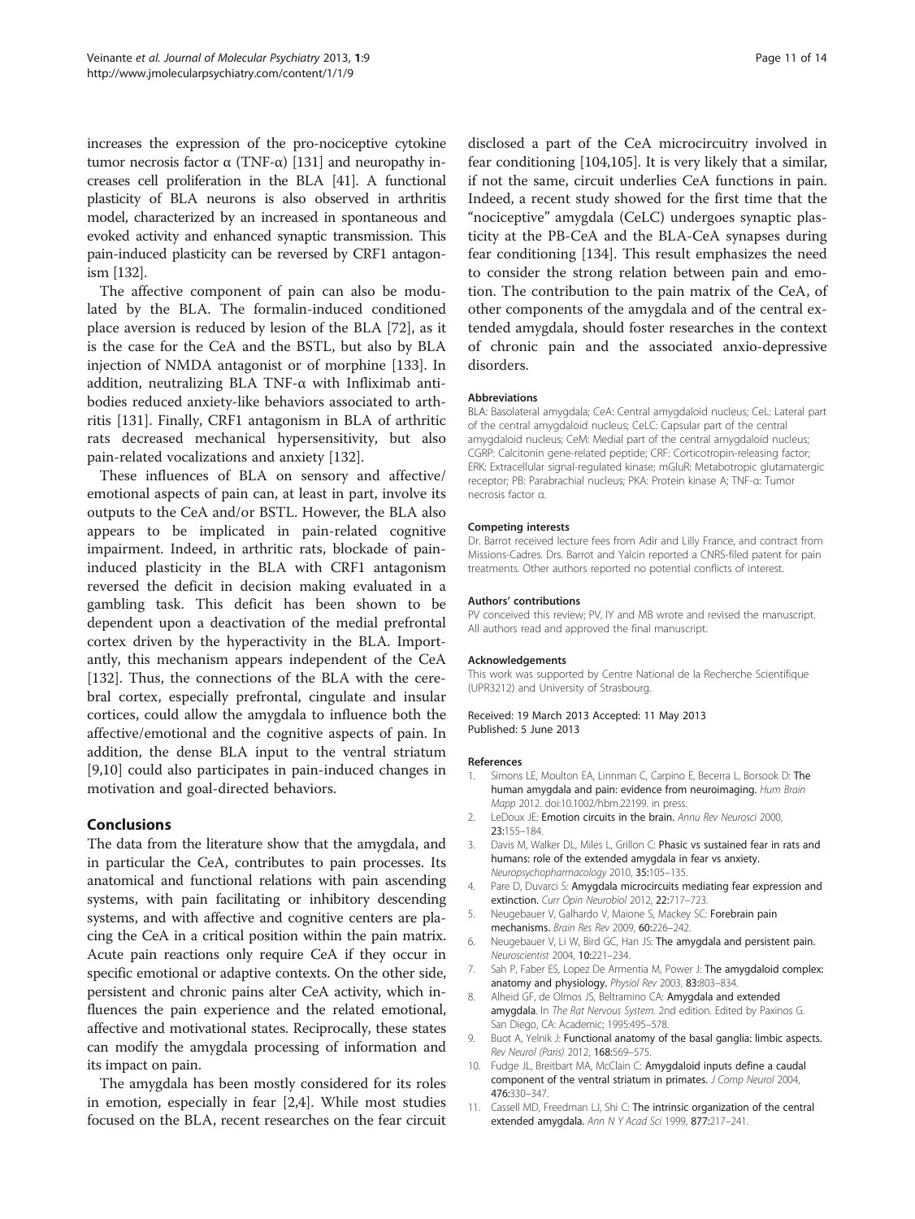increases the expression of the pro-nociceptive cytokine tumor necrosis factor α (TNF-α) [131] and neuropathy increases cell proliferation in the BLA [41]. A functional plasticity of BLA neurons is also observed in arthritis model, characterized by an increased in spontaneous and evoked activity and enhanced synaptic transmission. This pain-induced plasticity can be reversed by CRF1 antagonism [132].

The affective component of pain can also be modulated by the BLA. The formalin-induced conditioned place aversion is reduced by lesion of the BLA [72], as it is the case for the CeA and the BSTL, but also by BLA injection of NMDA antagonist or of morphine [133]. In addition, neutralizing BLA TNF-α with Infliximab antibodies reduced anxiety-like behaviors associated to arthritis [131]. Finally, CRF1 antagonism in BLA of arthritic rats decreased mechanical hypersensitivity, but also pain-related vocalizations and anxiety [132].

These influences of BLA on sensory and affective/emotional aspects of pain can, at least in part, involve its outputs to the CeA and/or BSTL. However, the BLA also appears to be implicated in pain-related cognitive impairment. Indeed, in arthritic rats, blockade of pain-induced plasticity in the BLA with CRF1 antagonism reversed the deficit in decision making evaluated in a gambling task. This deficit has been shown to be dependent upon a deactivation of the medial prefrontal cortex driven by the hyperactivity in the BLA. Importantly, this mechanism appears independent of the CeA [132]. Thus, the connections of the BLA with the cerebral cortex, especially prefrontal, cingulate and insular cortices, could allow the amygdala to influence both the affective/emotional and the cognitive aspects of pain. In addition, the dense BLA input to the ventral striatum [9,10] could also participates in pain-induced changes in motivation and goal-directed behaviors.

## Conclusions

The data from the literature show that the amygdala, and in particular the CeA, contributes to pain processes. Its anatomical and functional relations with pain ascending systems, with pain facilitating or inhibitory descending systems, and with affective and cognitive centers are placing the CeA in a critical position within the pain matrix. Acute pain reactions only require CeA if they occur in specific emotional or adaptive contexts. On the other side, persistent and chronic pains alter CeA activity, which influences the pain experience and the related emotional, affective and motivational states. Reciprocally, these states can modify the amygdala processing of information and its impact on pain.

The amygdala has been mostly considered for its roles in emotion, especially in fear [2,4]. While most studies focused on the BLA, recent researches on the fear circuit disclosed a part of the CeA microcircuitry involved in fear conditioning [104,105]. It is very likely that a similar, if not the same, circuit underlies CeA functions in pain. Indeed, a recent study showed for the first time that the "nociceptive" amygdala (CeLC) undergoes synaptic plasticity at the PB-CeA and the BLA-CeA synapses during fear conditioning [134]. This result emphasizes the need to consider the strong relation between pain and emotion. The contribution to the pain matrix of the CeA, of other components of the amygdala and of the central extended amygdala, should foster researches in the context of chronic pain and the associated anxio-depressive disorders.

#### Abbreviations

BLA: Basolateral amygdala; CeA: Central amygdaloid nucleus; CeL: Lateral part of the central amygdaloid nucleus; CeLC: Capsular part of the central amygdaloid nucleus; CeM: Medial part of the central amygdaloid nucleus; CGRP: Calcitonin gene-related peptide; CRF: Corticotropin-releasing factor; ERK: Extracellular signal-regulated kinase; mGluR: Metabotropic glutamatergic receptor; PB: Parabrachial nucleus; PKA: Protein kinase A; TNF-α: Tumor necrosis factor α.

#### Competing interests

Dr. Barrot received lecture fees from Adir and Lilly France, and contract from Missions-Cadres. Drs. Barrot and Yalcin reported a CNRS-filed patent for pain treatments. Other authors reported no potential conflicts of interest.

#### Authors' contributions

PV conceived this review; PV, IY and MB wrote and revised the manuscript. All authors read and approved the final manuscript.

#### Acknowledgements

This work was supported by Centre National de la Recherche Scientifique (UPR3212) and University of Strasbourg.

Received: 19 March 2013 Accepted: 11 May 2013
Published: 5 June 2013

#### References

1. Simons LE, Moulton EA, Linnman C, Carpino E, Becerra L, Borsook D: **The human amygdala and pain: evidence from neuroimaging.** *Hum Brain Mapp* 2012. doi:10.1002/hbm.22199. in press.
2. LeDoux JE: **Emotion circuits in the brain.** *Annu Rev Neurosci* 2000, **23:**155–184.
3. Davis M, Walker DL, Miles L, Grillon C: **Phasic vs sustained fear in rats and humans: role of the extended amygdala in fear vs anxiety.** *Neuropsychopharmacology* 2010, **35:**105–135.
4. Pare D, Duvarci S: **Amygdala microcircuits mediating fear expression and extinction.** *Curr Opin Neurobiol* 2012, **22:**717–723.
5. Neugebauer V, Galhardo V, Maione S, Mackey SC: **Forebrain pain mechanisms.** *Brain Res Rev* 2009, **60:**226–242.
6. Neugebauer V, Li W, Bird GC, Han JS: **The amygdala and persistent pain.** *Neuroscientist* 2004, **10:**221–234.
7. Sah P, Faber ES, Lopez De Armentia M, Power J: **The amygdaloid complex: anatomy and physiology.** *Physiol Rev* 2003, **83:**803–834.
8. Alheid GF, de Olmos JS, Beltramino CA: **Amygdala and extended amygdala.** In *The Rat Nervous System.* 2nd edition. Edited by Paxinos G. San Diego, CA: Academic; 1995:495–578.
9. Buot A, Yelnik J: **Functional anatomy of the basal ganglia: limbic aspects.** *Rev Neurol (Paris)* 2012, **168:**569–575.
10. Fudge JL, Breitbart MA, McClain C: **Amygdaloid inputs define a caudal component of the ventral striatum in primates.** *J Comp Neurol* 2004, **476:**330–347.
11. Cassell MD, Freedman LJ, Shi C: **The intrinsic organization of the central extended amygdala.** *Ann N Y Acad Sci* 1999, **877:**217–241.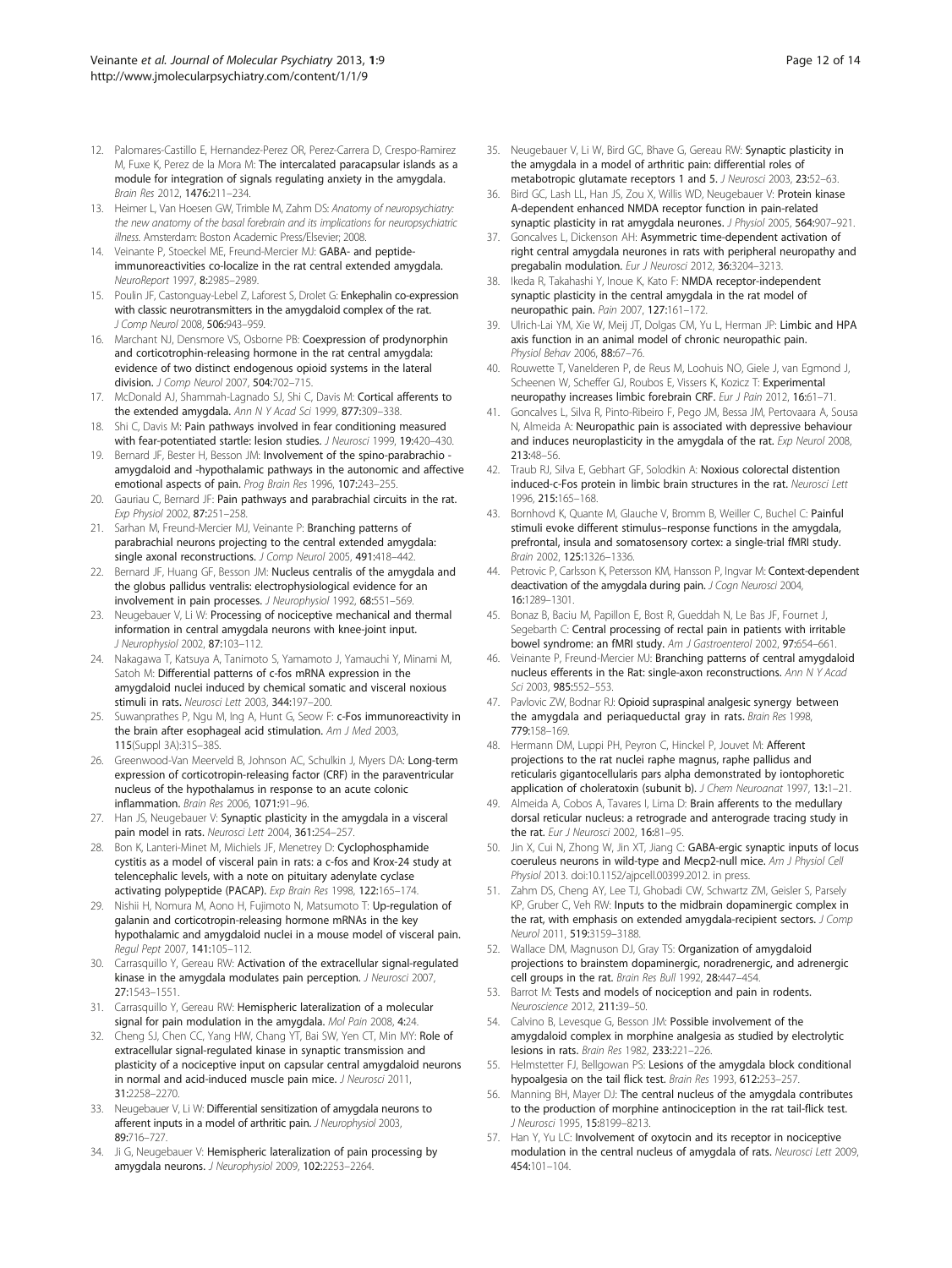12. Palomares-Castillo E, Hernandez-Perez OR, Perez-Carrera D, Crespo-Ramirez M, Fuxe K, Perez de la Mora M: The intercalated paracapsular islands as a module for integration of signals regulating anxiety in the amygdala. *Brain Res* 2012, **1476:**211–234.
13. Heimer L, Van Hoesen GW, Trimble M, Zahm DS: *Anatomy of neuropsychiatry: the new anatomy of the basal forebrain and its implications for neuropsychiatric illness.* Amsterdam: Boston Academic Press/Elsevier; 2008.
14. Veinante P, Stoeckel ME, Freund-Mercier MJ: GABA- and peptide-immunoreactivities co-localize in the rat central extended amygdala. *NeuroReport* 1997, **8:**2985–2989.
15. Poulin JF, Castonguay-Lebel Z, Laforest S, Drolet G: Enkephalin co-expression with classic neurotransmitters in the amygdaloid complex of the rat. *J Comp Neurol* 2008, **506:**943–959.
16. Marchant NJ, Densmore VS, Osborne PB: Coexpression of prodynorphin and corticotrophin-releasing hormone in the rat central amygdala: evidence of two distinct endogenous opioid systems in the lateral division. *J Comp Neurol* 2007, **504:**702–715.
17. McDonald AJ, Shammah-Lagnado SJ, Shi C, Davis M: Cortical afferents to the extended amygdala. *Ann N Y Acad Sci* 1999, **877:**309–338.
18. Shi C, Davis M: Pain pathways involved in fear conditioning measured with fear-potentiated startle: lesion studies. *J Neurosci* 1999, **19:**420–430.
19. Bernard JF, Bester H, Besson JM: Involvement of the spino-parabrachio-amygdaloid and -hypothalamic pathways in the autonomic and affective emotional aspects of pain. *Prog Brain Res* 1996, **107:**243–255.
20. Gauriau C, Bernard JF: Pain pathways and parabrachial circuits in the rat. *Exp Physiol* 2002, **87:**251–258.
21. Sarhan M, Freund-Mercier MJ, Veinante P: Branching patterns of parabrachial neurons projecting to the central extended amygdala: single axonal reconstructions. *J Comp Neurol* 2005, **491:**418–442.
22. Bernard JF, Huang GF, Besson JM: Nucleus centralis of the amygdala and the globus pallidus ventralis: electrophysiological evidence for an involvement in pain processes. *J Neurophysiol* 1992, **68:**551–569.
23. Neugebauer V, Li W: Processing of nociceptive mechanical and thermal information in central amygdala neurons with knee-joint input. *J Neurophysiol* 2002, **87:**103–112.
24. Nakagawa T, Katsuya A, Tanimoto S, Yamamoto J, Yamauchi Y, Minami M, Satoh M: Differential patterns of c-fos mRNA expression in the amygdaloid nuclei induced by chemical somatic and visceral noxious stimuli in rats. *Neurosci Lett* 2003, **344:**197–200.
25. Suwanprathes P, Ngu M, Ing A, Hunt G, Seow F: c-Fos immunoreactivity in the brain after esophageal acid stimulation. *Am J Med* 2003, **115**(Suppl 3A):31S–38S.
26. Greenwood-Van Meerveld B, Johnson AC, Schulkin J, Myers DA: Long-term expression of corticotropin-releasing factor (CRF) in the paraventricular nucleus of the hypothalamus in response to an acute colonic inflammation. *Brain Res* 2006, **1071:**91–96.
27. Han JS, Neugebauer V: Synaptic plasticity in the amygdala in a visceral pain model in rats. *Neurosci Lett* 2004, **361:**254–257.
28. Bon K, Lanteri-Minet M, Michiels JF, Menetrey D: Cyclophosphamide cystitis as a model of visceral pain in rats: a c-fos and Krox-24 study at telencephalic levels, with a note on pituitary adenylate cyclase activating polypeptide (PACAP). *Exp Brain Res* 1998, **122:**165–174.
29. Nishii H, Nomura M, Aono H, Fujimoto N, Matsumoto T: Up-regulation of galanin and corticotropin-releasing hormone mRNAs in the key hypothalamic and amygdaloid nuclei in a mouse model of visceral pain. *Regul Pept* 2007, **141:**105–112.
30. Carrasquillo Y, Gereau RW: Activation of the extracellular signal-regulated kinase in the amygdala modulates pain perception. *J Neurosci* 2007, **27:**1543–1551.
31. Carrasquillo Y, Gereau RW: Hemispheric lateralization of a molecular signal for pain modulation in the amygdala. *Mol Pain* 2008, **4:**24.
32. Cheng SJ, Chen CC, Yang HW, Chang YT, Bai SW, Yen CT, Min MY: Role of extracellular signal-regulated kinase in synaptic transmission and plasticity of a nociceptive input on capsular central amygdaloid neurons in normal and acid-induced muscle pain mice. *J Neurosci* 2011, **31:**2258–2270.
33. Neugebauer V, Li W: Differential sensitization of amygdala neurons to afferent inputs in a model of arthritic pain. *J Neurophysiol* 2003, **89:**716–727.
34. Ji G, Neugebauer V: Hemispheric lateralization of pain processing by amygdala neurons. *J Neurophysiol* 2009, **102:**2253–2264.
35. Neugebauer V, Li W, Bird GC, Bhave G, Gereau RW: Synaptic plasticity in the amygdala in a model of arthritic pain: differential roles of metabotropic glutamate receptors 1 and 5. *J Neurosci* 2003, **23:**52–63.
36. Bird GC, Lash LL, Han JS, Zou X, Willis WD, Neugebauer V: Protein kinase A-dependent enhanced NMDA receptor function in pain-related synaptic plasticity in rat amygdala neurones. *J Physiol* 2005, **564:**907–921.
37. Goncalves L, Dickenson AH: Asymmetric time-dependent activation of right central amygdala neurones in rats with peripheral neuropathy and pregabalin modulation. *Eur J Neurosci* 2012, **36:**3204–3213.
38. Ikeda R, Takahashi Y, Inoue K, Kato F: NMDA receptor-independent synaptic plasticity in the central amygdala in the rat model of neuropathic pain. *Pain* 2007, **127:**161–172.
39. Ulrich-Lai YM, Xie W, Meij JT, Dolgas CM, Yu L, Herman JP: Limbic and HPA axis function in an animal model of chronic neuropathic pain. *Physiol Behav* 2006, **88:**67–76.
40. Rouwette T, Vanelderen P, de Reus M, Loohuis NO, Giele J, van Egmond J, Scheenen W, Scheffer GJ, Roubos E, Vissers K, Kozicz T: Experimental neuropathy increases limbic forebrain CRF. *Eur J Pain* 2012, **16:**61–71.
41. Goncalves L, Silva R, Pinto-Ribeiro F, Pego JM, Bessa JM, Pertovaara A, Sousa N, Almeida A: Neuropathic pain is associated with depressive behaviour and induces neuroplasticity in the amygdala of the rat. *Exp Neurol* 2008, **213:**48–56.
42. Traub RJ, Silva E, Gebhart GF, Solodkin A: Noxious colorectal distention induced-c-Fos protein in limbic brain structures in the rat. *Neurosci Lett* 1996, **215:**165–168.
43. Bornhovd K, Quante M, Glauche V, Bromm B, Weiller C, Buchel C: Painful stimuli evoke different stimulus–response functions in the amygdala, prefrontal, insula and somatosensory cortex: a single-trial fMRI study. *Brain* 2002, **125:**1326–1336.
44. Petrovic P, Carlsson K, Petersson KM, Hansson P, Ingvar M: Context-dependent deactivation of the amygdala during pain. *J Cogn Neurosci* 2004, **16:**1289–1301.
45. Bonaz B, Baciu M, Papillon E, Bost R, Gueddah N, Le Bas JF, Fournet J, Segebarth C: Central processing of rectal pain in patients with irritable bowel syndrome: an fMRI study. *Am J Gastroenterol* 2002, **97:**654–661.
46. Veinante P, Freund-Mercier MJ: Branching patterns of central amygdaloid nucleus efferents in the Rat: single-axon reconstructions. *Ann N Y Acad Sci* 2003, **985:**552–553.
47. Pavlovic ZW, Bodnar RJ: Opioid supraspinal analgesic synergy between the amygdala and periaqueductal gray in rats. *Brain Res* 1998, **779:**158–169.
48. Hermann DM, Luppi PH, Peyron C, Hinckel P, Jouvet M: Afferent projections to the rat nuclei raphe magnus, raphe pallidus and reticularis gigantocellularis pars alpha demonstrated by iontophoretic application of choleratoxin (subunit b). *J Chem Neuroanat* 1997, **13:**1–21.
49. Almeida A, Cobos A, Tavares I, Lima D: Brain afferents to the medullary dorsal reticular nucleus: a retrograde and anterograde tracing study in the rat. *Eur J Neurosci* 2002, **16:**81–95.
50. Jin X, Cui N, Zhong W, Jin XT, Jiang C: GABA-ergic synaptic inputs of locus coeruleus neurons in wild-type and Mecp2-null mice. *Am J Physiol Cell Physiol* 2013. doi:10.1152/ajpcell.00399.2012. in press.
51. Zahm DS, Cheng AY, Lee TJ, Ghobadi CW, Schwartz ZM, Geisler S, Parsely KP, Gruber C, Veh RW: Inputs to the midbrain dopaminergic complex in the rat, with emphasis on extended amygdala-recipient sectors. *J Comp Neurol* 2011, **519:**3159–3188.
52. Wallace DM, Magnuson DJ, Gray TS: Organization of amygdaloid projections to brainstem dopaminergic, noradrenergic, and adrenergic cell groups in the rat. *Brain Res Bull* 1992, **28:**447–454.
53. Barrot M: Tests and models of nociception and pain in rodents. *Neuroscience* 2012, **211:**39–50.
54. Calvino B, Levesque G, Besson JM: Possible involvement of the amygdaloid complex in morphine analgesia as studied by electrolytic lesions in rats. *Brain Res* 1982, **233:**221–226.
55. Helmstetter FJ, Bellgowan PS: Lesions of the amygdala block conditional hypoalgesia on the tail flick test. *Brain Res* 1993, **612:**253–257.
56. Manning BH, Mayer DJ: The central nucleus of the amygdala contributes to the production of morphine antinociception in the rat tail-flick test. *J Neurosci* 1995, **15:**8199–8213.
57. Han Y, Yu LC: Involvement of oxytocin and its receptor in nociceptive modulation in the central nucleus of amygdala of rats. *Neurosci Lett* 2009, **454:**101–104.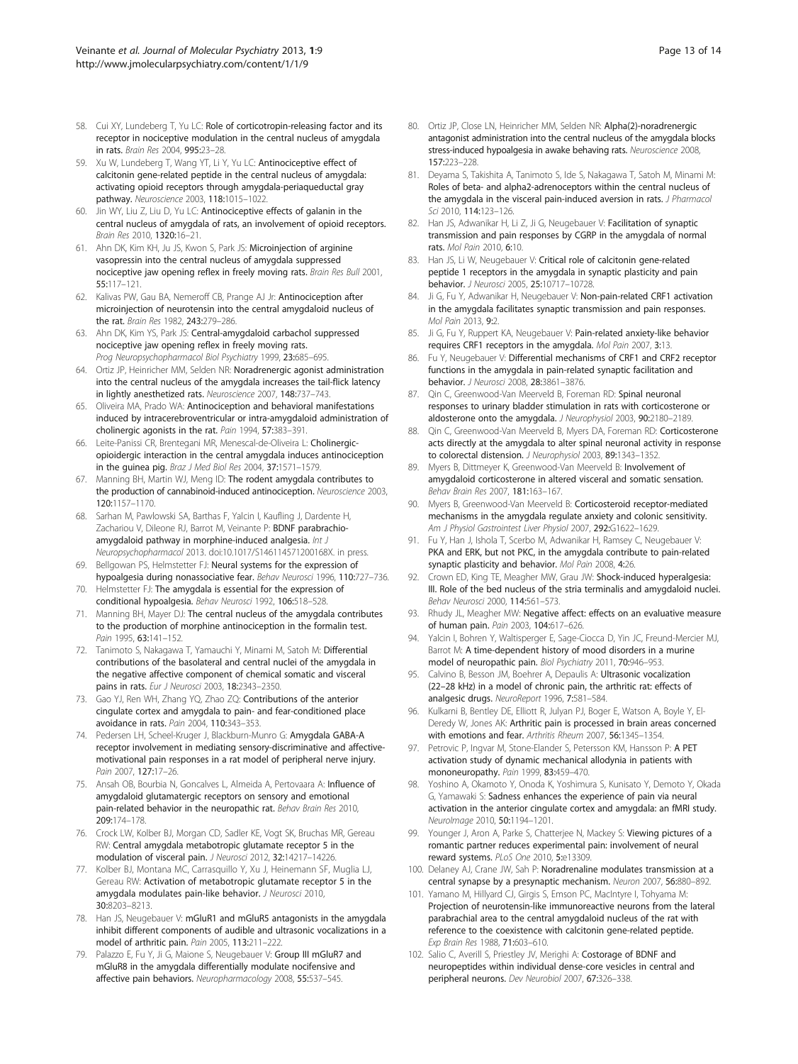58. Cui XY, Lundeberg T, Yu LC: Role of corticotropin-releasing factor and its receptor in nociceptive modulation in the central nucleus of amygdala in rats. *Brain Res* 2004, **995:**23–28.
59. Xu W, Lundeberg T, Wang YT, Li Y, Yu LC: Antinociceptive effect of calcitonin gene-related peptide in the central nucleus of amygdala: activating opioid receptors through amygdala-periaqueductal gray pathway. *Neuroscience* 2003, **118:**1015–1022.
60. Jin WY, Liu Z, Liu D, Yu LC: Antinociceptive effects of galanin in the central nucleus of amygdala of rats, an involvement of opioid receptors. *Brain Res* 2010, **1320:**16–21.
61. Ahn DK, Kim KH, Ju JS, Kwon S, Park JS: Microinjection of arginine vasopressin into the central nucleus of amygdala suppressed nociceptive jaw opening reflex in freely moving rats. *Brain Res Bull* 2001, **55:**117–121.
62. Kalivas PW, Gau BA, Nemeroff CB, Prange AJ Jr: Antinociception after microinjection of neurotensin into the central amygdaloid nucleus of the rat. *Brain Res* 1982, **243:**279–286.
63. Ahn DK, Kim YS, Park JS: Central-amygdaloid carbachol suppressed nociceptive jaw opening reflex in freely moving rats. *Prog Neuropsychopharmacol Biol Psychiatry* 1999, **23:**685–695.
64. Ortiz JP, Heinricher MM, Selden NR: Noradrenergic agonist administration into the central nucleus of the amygdala increases the tail-flick latency in lightly anesthetized rats. *Neuroscience* 2007, **148:**737–743.
65. Oliveira MA, Prado WA: Antinociception and behavioral manifestations induced by intracerebroventricular or intra-amygdaloid administration of cholinergic agonists in the rat. *Pain* 1994, **57:**383–391.
66. Leite-Panissi CR, Brentegani MR, Menescal-de-Oliveira L: Cholinergic-opioidergic interaction in the central amygdala induces antinociception in the guinea pig. *Braz J Med Biol Res* 2004, **37:**1571–1579.
67. Manning BH, Martin WJ, Meng ID: The rodent amygdala contributes to the production of cannabinoid-induced antinociception. *Neuroscience* 2003, **120:**1157–1170.
68. Sarhan M, Pawlowski SA, Barthas F, Yalcin I, Kaufling J, Dardente H, Zachariou V, Dileone RJ, Barrot M, Veinante P: BDNF parabrachio-amygdaloid pathway in morphine-induced analgesia. *Int J Neuropsychopharmacol* 2013. doi:10.1017/S146114571200168X. in press.
69. Bellgowan PS, Helmstetter FJ: Neural systems for the expression of hypoalgesia during nonassociative fear. *Behav Neurosci* 1996, **110:**727–736.
70. Helmstetter FJ: The amygdala is essential for the expression of conditional hypoalgesia. *Behav Neurosci* 1992, **106:**518–528.
71. Manning BH, Mayer DJ: The central nucleus of the amygdala contributes to the production of morphine antinociception in the formalin test. *Pain* 1995, **63:**141–152.
72. Tanimoto S, Nakagawa T, Yamauchi Y, Minami M, Satoh M: Differential contributions of the basolateral and central nuclei of the amygdala in the negative affective component of chemical somatic and visceral pains in rats. *Eur J Neurosci* 2003, **18:**2343–2350.
73. Gao YJ, Ren WH, Zhang YQ, Zhao ZQ: Contributions of the anterior cingulate cortex and amygdala to pain- and fear-conditioned place avoidance in rats. *Pain* 2004, **110:**343–353.
74. Pedersen LH, Scheel-Kruger J, Blackburn-Munro G: Amygdala GABA-A receptor involvement in mediating sensory-discriminative and affective-motivational pain responses in a rat model of peripheral nerve injury. *Pain* 2007, **127:**17–26.
75. Ansah OB, Bourbia N, Goncalves L, Almeida A, Pertovaara A: Influence of amygdaloid glutamatergic receptors on sensory and emotional pain-related behavior in the neuropathic rat. *Behav Brain Res* 2010, **209:**174–178.
76. Crock LW, Kolber BJ, Morgan CD, Sadler KE, Vogt SK, Bruchas MR, Gereau RW: Central amygdala metabotropic glutamate receptor 5 in the modulation of visceral pain. *J Neurosci* 2012, **32:**14217–14226.
77. Kolber BJ, Montana MC, Carrasquillo Y, Xu J, Heinemann SF, Muglia LJ, Gereau RW: Activation of metabotropic glutamate receptor 5 in the amygdala modulates pain-like behavior. *J Neurosci* 2010, **30:**8203–8213.
78. Han JS, Neugebauer V: mGluR1 and mGluR5 antagonists in the amygdala inhibit different components of audible and ultrasonic vocalizations in a model of arthritic pain. *Pain* 2005, **113:**211–222.
79. Palazzo E, Fu Y, Ji G, Maione S, Neugebauer V: Group III mGluR7 and mGluR8 in the amygdala differentially modulate nocifensive and affective pain behaviors. *Neuropharmacology* 2008, **55:**537–545.
80. Ortiz JP, Close LN, Heinricher MM, Selden NR: Alpha(2)-noradrenergic antagonist administration into the central nucleus of the amygdala blocks stress-induced hypoalgesia in awake behaving rats. *Neuroscience* 2008, **157:**223–228.
81. Deyama S, Takishita A, Tanimoto S, Ide S, Nakagawa T, Satoh M, Minami M: Roles of beta- and alpha2-adrenoceptors within the central nucleus of the amygdala in the visceral pain-induced aversion in rats. *J Pharmacol Sci* 2010, **114:**123–126.
82. Han JS, Adwanikar H, Li Z, Ji G, Neugebauer V: Facilitation of synaptic transmission and pain responses by CGRP in the amygdala of normal rats. *Mol Pain* 2010, **6:**10.
83. Han JS, Li W, Neugebauer V: Critical role of calcitonin gene-related peptide 1 receptors in the amygdala in synaptic plasticity and pain behavior. *J Neurosci* 2005, **25:**10717–10728.
84. Ji G, Fu Y, Adwanikar H, Neugebauer V: Non-pain-related CRF1 activation in the amygdala facilitates synaptic transmission and pain responses. *Mol Pain* 2013, **9:**2.
85. Ji G, Fu Y, Ruppert KA, Neugebauer V: Pain-related anxiety-like behavior requires CRF1 receptors in the amygdala. *Mol Pain* 2007, **3:**13.
86. Fu Y, Neugebauer V: Differential mechanisms of CRF1 and CRF2 receptor functions in the amygdala in pain-related synaptic facilitation and behavior. *J Neurosci* 2008, **28:**3861–3876.
87. Qin C, Greenwood-Van Meerveld B, Foreman RD: Spinal neuronal responses to urinary bladder stimulation in rats with corticosterone or aldosterone onto the amygdala. *J Neurophysiol* 2003, **90:**2180–2189.
88. Qin C, Greenwood-Van Meerveld B, Myers DA, Foreman RD: Corticosterone acts directly at the amygdala to alter spinal neuronal activity in response to colorectal distension. *J Neurophysiol* 2003, **89:**1343–1352.
89. Myers B, Dittmeyer K, Greenwood-Van Meerveld B: Involvement of amygdaloid corticosterone in altered visceral and somatic sensation. *Behav Brain Res* 2007, **181:**163–167.
90. Myers B, Greenwood-Van Meerveld B: Corticosteroid receptor-mediated mechanisms in the amygdala regulate anxiety and colonic sensitivity. *Am J Physiol Gastrointest Liver Physiol* 2007, **292:**G1622–1629.
91. Fu Y, Han J, Ishola T, Scerbo M, Adwanikar H, Ramsey C, Neugebauer V: PKA and ERK, but not PKC, in the amygdala contribute to pain-related synaptic plasticity and behavior. *Mol Pain* 2008, **4:**26.
92. Crown ED, King TE, Meagher MW, Grau JW: Shock-induced hyperalgesia: III. Role of the bed nucleus of the stria terminalis and amygdaloid nuclei. *Behav Neurosci* 2000, **114:**561–573.
93. Rhudy JL, Meagher MW: Negative affect: effects on an evaluative measure of human pain. *Pain* 2003, **104:**617–626.
94. Yalcin I, Bohren Y, Waltisperger E, Sage-Ciocca D, Yin JC, Freund-Mercier MJ, Barrot M: A time-dependent history of mood disorders in a murine model of neuropathic pain. *Biol Psychiatry* 2011, **70:**946–953.
95. Calvino B, Besson JM, Boehrer A, Depaulis A: Ultrasonic vocalization (22–28 kHz) in a model of chronic pain, the arthritic rat: effects of analgesic drugs. *NeuroReport* 1996, **7:**581–584.
96. Kulkarni B, Bentley DE, Elliott R, Julyan PJ, Boger E, Watson A, Boyle Y, El-Deredy W, Jones AK: Arthritic pain is processed in brain areas concerned with emotions and fear. *Arthritis Rheum* 2007, **56:**1345–1354.
97. Petrovic P, Ingvar M, Stone-Elander S, Petersson KM, Hansson P: A PET activation study of dynamic mechanical allodynia in patients with mononeuropathy. *Pain* 1999, **83:**459–470.
98. Yoshino A, Okamoto Y, Onoda K, Yoshimura S, Kunisato Y, Demoto Y, Okada G, Yamawaki S: Sadness enhances the experience of pain via neural activation in the anterior cingulate cortex and amygdala: an fMRI study. *NeuroImage* 2010, **50:**1194–1201.
99. Younger J, Aron A, Parke S, Chatterjee N, Mackey S: Viewing pictures of a romantic partner reduces experimental pain: involvement of neural reward systems. *PLoS One* 2010, **5:**e13309.
100. Delaney AJ, Crane JW, Sah P: Noradrenaline modulates transmission at a central synapse by a presynaptic mechanism. *Neuron* 2007, **56:**880–892.
101. Yamano M, Hillyard CJ, Girgis S, Emson PC, MacIntyre I, Tohyama M: Projection of neurotensin-like immunoreactive neurons from the lateral parabrachial area to the central amygdaloid nucleus of the rat with reference to the coexistence with calcitonin gene-related peptide. *Exp Brain Res* 1988, **71:**603–610.
102. Salio C, Averill S, Priestley JV, Merighi A: Costorage of BDNF and neuropeptides within individual dense-core vesicles in central and peripheral neurons. *Dev Neurobiol* 2007, **67:**326–338.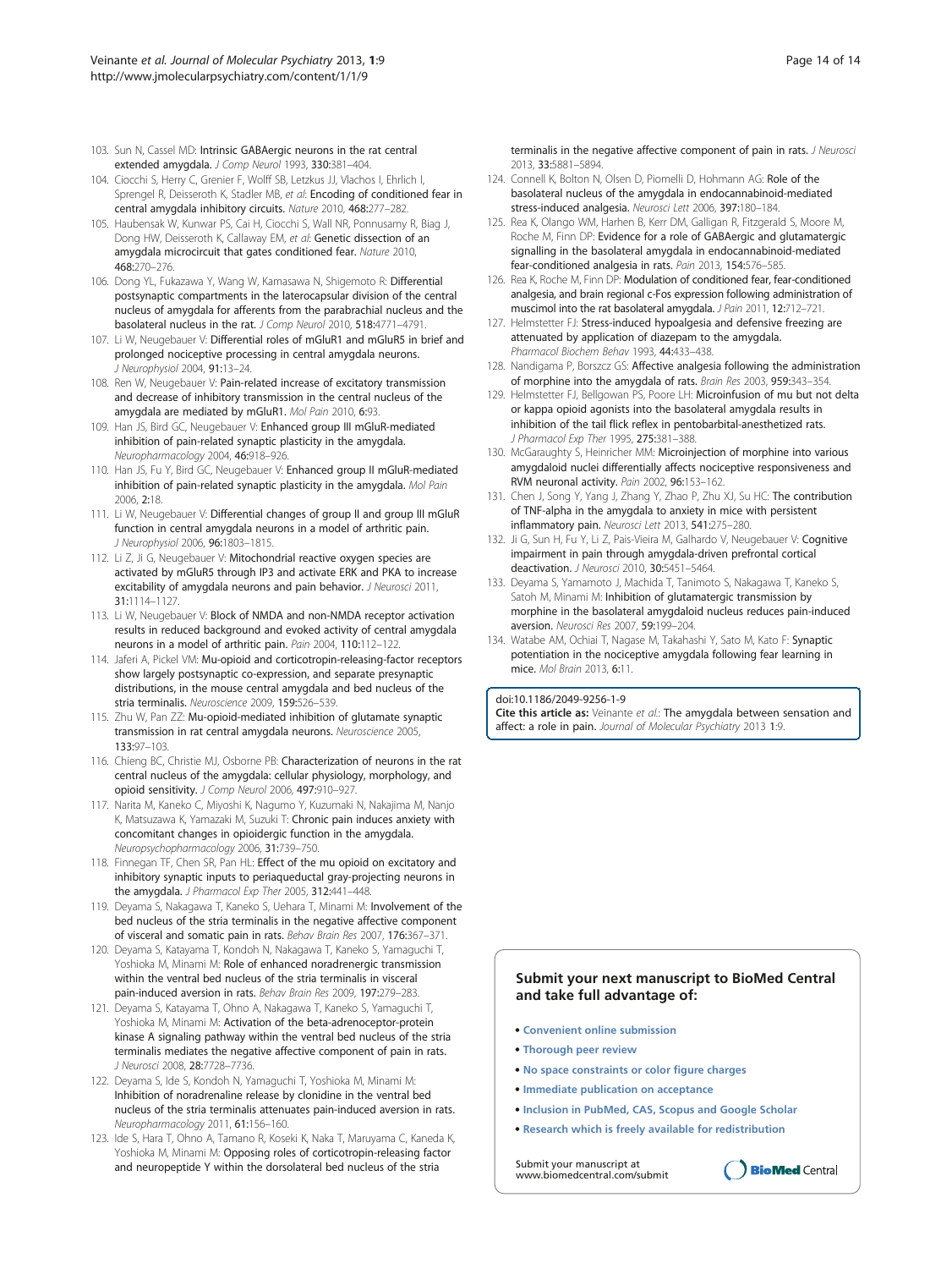103. Sun N, Cassel MD: Intrinsic GABAergic neurons in the rat central extended amygdala. *J Comp Neurol* 1993, **330:**381–404.
104. Ciocchi S, Herry C, Grenier F, Wolff SB, Letzkus JJ, Vlachos I, Ehrlich I, Sprengel R, Deisseroth K, Stadler MB, *et al*: Encoding of conditioned fear in central amygdala inhibitory circuits. *Nature* 2010, **468:**277–282.
105. Haubensak W, Kunwar PS, Cai H, Ciocchi S, Wall NR, Ponnusamy R, Biag J, Dong HW, Deisseroth K, Callaway EM, *et al*: Genetic dissection of an amygdala microcircuit that gates conditioned fear. *Nature* 2010, **468:**270–276.
106. Dong YL, Fukazawa Y, Wang W, Kamasawa N, Shigemoto R: Differential postsynaptic compartments in the laterocapsular division of the central nucleus of amygdala for afferents from the parabrachial nucleus and the basolateral nucleus in the rat. *J Comp Neurol* 2010, **518:**4771–4791.
107. Li W, Neugebauer V: Differential roles of mGluR1 and mGluR5 in brief and prolonged nociceptive processing in central amygdala neurons. *J Neurophysiol* 2004, **91:**13–24.
108. Ren W, Neugebauer V: Pain-related increase of excitatory transmission and decrease of inhibitory transmission in the central nucleus of the amygdala are mediated by mGluR1. *Mol Pain* 2010, **6:**93.
109. Han JS, Bird GC, Neugebauer V: Enhanced group III mGluR-mediated inhibition of pain-related synaptic plasticity in the amygdala. *Neuropharmacology* 2004, **46:**918–926.
110. Han JS, Fu Y, Bird GC, Neugebauer V: Enhanced group II mGluR-mediated inhibition of pain-related synaptic plasticity in the amygdala. *Mol Pain* 2006, **2:**18.
111. Li W, Neugebauer V: Differential changes of group II and group III mGluR function in central amygdala neurons in a model of arthritic pain. *J Neurophysiol* 2006, **96:**1803–1815.
112. Li Z, Ji G, Neugebauer V: Mitochondrial reactive oxygen species are activated by mGluR5 through IP3 and activate ERK and PKA to increase excitability of amygdala neurons and pain behavior. *J Neurosci* 2011, **31:**1114–1127.
113. Li W, Neugebauer V: Block of NMDA and non-NMDA receptor activation results in reduced background and evoked activity of central amygdala neurons in a model of arthritic pain. *Pain* 2004, **110:**112–122.
114. Jaferi A, Pickel VM: Mu-opioid and corticotropin-releasing-factor receptors show largely postsynaptic co-expression, and separate presynaptic distributions, in the mouse central amygdala and bed nucleus of the stria terminalis. *Neuroscience* 2009, **159:**526–539.
115. Zhu W, Pan ZZ: Mu-opioid-mediated inhibition of glutamate synaptic transmission in rat central amygdala neurons. *Neuroscience* 2005, **133:**97–103.
116. Chieng BC, Christie MJ, Osborne PB: Characterization of neurons in the rat central nucleus of the amygdala: cellular physiology, morphology, and opioid sensitivity. *J Comp Neurol* 2006, **497:**910–927.
117. Narita M, Kaneko C, Miyoshi K, Nagumo Y, Kuzumaki N, Nakajima M, Nanjo K, Matsuzawa K, Yamazaki M, Suzuki T: Chronic pain induces anxiety with concomitant changes in opioidergic function in the amygdala. *Neuropsychopharmacology* 2006, **31:**739–750.
118. Finnegan TF, Chen SR, Pan HL: Effect of the mu opioid on excitatory and inhibitory synaptic inputs to periaqueductal gray-projecting neurons in the amygdala. *J Pharmacol Exp Ther* 2005, **312:**441–448.
119. Deyama S, Nakagawa T, Kaneko S, Uehara T, Minami M: Involvement of the bed nucleus of the stria terminalis in the negative affective component of visceral and somatic pain in rats. *Behav Brain Res* 2007, **176:**367–371.
120. Deyama S, Katayama T, Kondoh N, Nakagawa T, Kaneko S, Yamaguchi T, Yoshioka M, Minami M: Role of enhanced noradrenergic transmission within the ventral bed nucleus of the stria terminalis in visceral pain-induced aversion in rats. *Behav Brain Res* 2009, **197:**279–283.
121. Deyama S, Katayama T, Ohno A, Nakagawa T, Kaneko S, Yamaguchi T, Yoshioka M, Minami M: Activation of the beta-adrenoceptor-protein kinase A signaling pathway within the ventral bed nucleus of the stria terminalis mediates the negative affective component of pain in rats. *J Neurosci* 2008, **28:**7728–7736.
122. Deyama S, Ide S, Kondoh N, Yamaguchi T, Yoshioka M, Minami M: Inhibition of noradrenaline release by clonidine in the ventral bed nucleus of the stria terminalis attenuates pain-induced aversion in rats. *Neuropharmacology* 2011, **61:**156–160.
123. Ide S, Hara T, Ohno A, Tamano R, Koseki K, Naka T, Maruyama C, Kaneda K, Yoshioka M, Minami M: Opposing roles of corticotropin-releasing factor and neuropeptide Y within the dorsolateral bed nucleus of the stria terminalis in the negative affective component of pain in rats. *J Neurosci* 2013, **33:**5881–5894.
124. Connell K, Bolton N, Olsen D, Piomelli D, Hohmann AG: Role of the basolateral nucleus of the amygdala in endocannabinoid-mediated stress-induced analgesia. *Neurosci Lett* 2006, **397:**180–184.
125. Rea K, Olango WM, Harhen B, Kerr DM, Galligan R, Fitzgerald S, Moore M, Roche M, Finn DP: Evidence for a role of GABAergic and glutamatergic signalling in the basolateral amygdala in endocannabinoid-mediated fear-conditioned analgesia in rats. *Pain* 2013, **154:**576–585.
126. Rea K, Roche M, Finn DP: Modulation of conditioned fear, fear-conditioned analgesia, and brain regional c-Fos expression following administration of muscimol into the rat basolateral amygdala. *J Pain* 2011, **12:**712–721.
127. Helmstetter FJ: Stress-induced hypoalgesia and defensive freezing are attenuated by application of diazepam to the amygdala. *Pharmacol Biochem Behav* 1993, **44:**433–438.
128. Nandigama P, Borszcz GS: Affective analgesia following the administration of morphine into the amygdala of rats. *Brain Res* 2003, **959:**343–354.
129. Helmstetter FJ, Bellgowan PS, Poore LH: Microinfusion of mu but not delta or kappa opioid agonists into the basolateral amygdala results in inhibition of the tail flick reflex in pentobarbital-anesthetized rats. *J Pharmacol Exp Ther* 1995, **275:**381–388.
130. McGaraughty S, Heinricher MM: Microinjection of morphine into various amygdaloid nuclei differentially affects nociceptive responsiveness and RVM neuronal activity. *Pain* 2002, **96:**153–162.
131. Chen J, Song Y, Yang J, Zhang Y, Zhao P, Zhu XJ, Su HC: The contribution of TNF-alpha in the amygdala to anxiety in mice with persistent inflammatory pain. *Neurosci Lett* 2013, **541:**275–280.
132. Ji G, Sun H, Fu Y, Li Z, Pais-Vieira M, Galhardo V, Neugebauer V: Cognitive impairment in pain through amygdala-driven prefrontal cortical deactivation. *J Neurosci* 2010, **30:**5451–5464.
133. Deyama S, Yamamoto J, Machida T, Tanimoto S, Nakagawa T, Kaneko S, Satoh M, Minami M: Inhibition of glutamatergic transmission by morphine in the basolateral amygdaloid nucleus reduces pain-induced aversion. *Neurosci Res* 2007, **59:**199–204.
134. Watabe AM, Ochiai T, Nagase M, Takahashi Y, Sato M, Kato F: Synaptic potentiation in the nociceptive amygdala following fear learning in mice. *Mol Brain* 2013, **6:**11.

doi:10.1186/2049-9256-1-9

**Cite this article as:** Veinante *et al.*: The amygdala between sensation and affect: a role in pain. *Journal of Molecular Psychiatry* 2013 **1**:9.

**Submit your next manuscript to BioMed Central and take full advantage of:**

- **Convenient online submission**
- **Thorough peer review**
- **No space constraints or color figure charges**
- **Immediate publication on acceptance**
- **Inclusion in PubMed, CAS, Scopus and Google Scholar**
- **Research which is freely available for redistribution**

Submit your manuscript at
www.biomedcentral.com/submit

BioMed Central